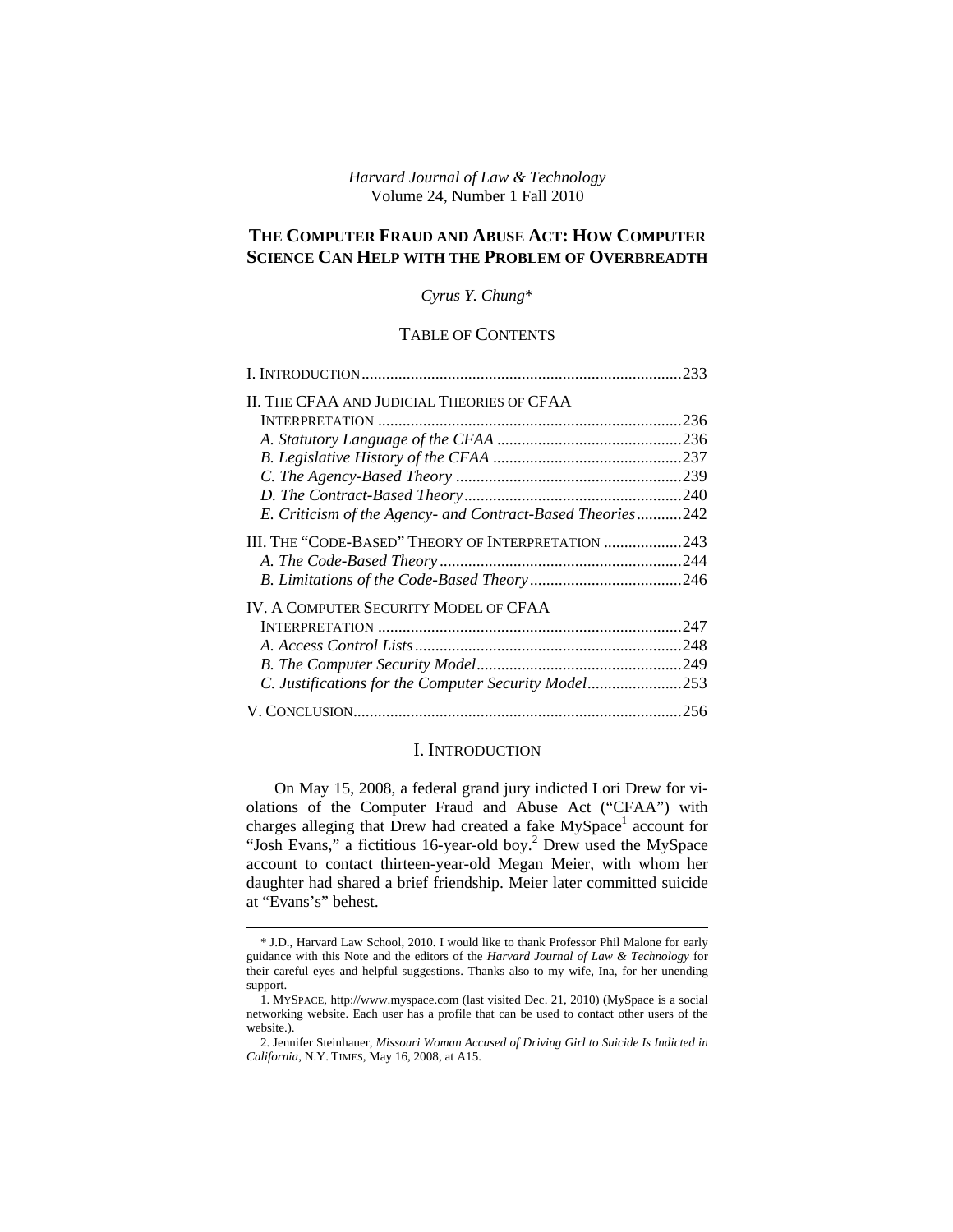*Harvard Journal of Law & Technology*
Volume 24, Number 1 Fall 2010

# THE COMPUTER FRAUD AND ABUSE ACT: HOW COMPUTER SCIENCE CAN HELP WITH THE PROBLEM OF OVERBREADTH

*Cyrus Y. Chung**

## TABLE OF CONTENTS

I. INTRODUCTION ..... 233

II. THE CFAA AND JUDICIAL THEORIES OF CFAA INTERPRETATION ..... 236
- *A. Statutory Language of the CFAA* ..... 236
- *B. Legislative History of the CFAA* ..... 237
- *C. The Agency-Based Theory* ..... 239
- *D. The Contract-Based Theory* ..... 240
- *E. Criticism of the Agency- and Contract-Based Theories* ..... 242

III. THE "CODE-BASED" THEORY OF INTERPRETATION ..... 243
- *A. The Code-Based Theory* ..... 244
- *B. Limitations of the Code-Based Theory* ..... 246

IV. A COMPUTER SECURITY MODEL OF CFAA INTERPRETATION ..... 247
- *A. Access Control Lists* ..... 248
- *B. The Computer Security Model* ..... 249
- *C. Justifications for the Computer Security Model* ..... 253

V. CONCLUSION ..... 256

## I. INTRODUCTION

On May 15, 2008, a federal grand jury indicted Lori Drew for violations of the Computer Fraud and Abuse Act ("CFAA") with charges alleging that Drew had created a fake MySpace[1] account for "Josh Evans," a fictitious 16-year-old boy.[2] Drew used the MySpace account to contact thirteen-year-old Megan Meier, with whom her daughter had shared a brief friendship. Meier later committed suicide at "Evans's" behest.

---

\* J.D., Harvard Law School, 2010. I would like to thank Professor Phil Malone for early guidance with this Note and the editors of the *Harvard Journal of Law & Technology* for their careful eyes and helpful suggestions. Thanks also to my wife, Ina, for her unending support.

1. MYSPACE, http://www.myspace.com (last visited Dec. 21, 2010) (MySpace is a social networking website. Each user has a profile that can be used to contact other users of the website.).

2. Jennifer Steinhauer, *Missouri Woman Accused of Driving Girl to Suicide Is Indicted in California*, N.Y. TIMES, May 16, 2008, at A15.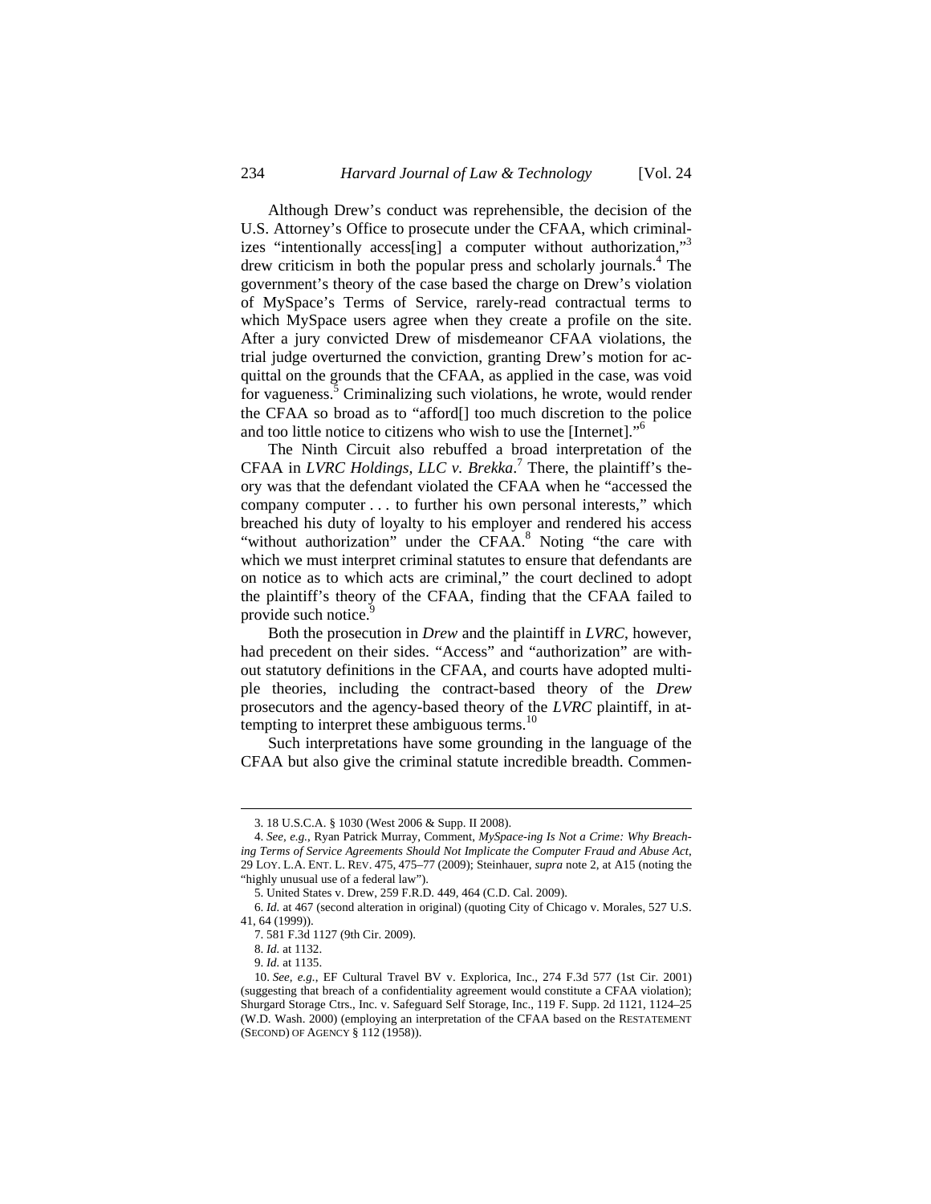Although Drew's conduct was reprehensible, the decision of the U.S. Attorney's Office to prosecute under the CFAA, which criminalizes "intentionally access[ing] a computer without authorization,"[3] drew criticism in both the popular press and scholarly journals.[4] The government's theory of the case based the charge on Drew's violation of MySpace's Terms of Service, rarely-read contractual terms to which MySpace users agree when they create a profile on the site. After a jury convicted Drew of misdemeanor CFAA violations, the trial judge overturned the conviction, granting Drew's motion for acquittal on the grounds that the CFAA, as applied in the case, was void for vagueness.[5] Criminalizing such violations, he wrote, would render the CFAA so broad as to "afford[] too much discretion to the police and too little notice to citizens who wish to use the [Internet]."[6]

The Ninth Circuit also rebuffed a broad interpretation of the CFAA in *LVRC Holdings, LLC v. Brekka*.[7] There, the plaintiff's theory was that the defendant violated the CFAA when he "accessed the company computer . . . to further his own personal interests," which breached his duty of loyalty to his employer and rendered his access "without authorization" under the CFAA.[8] Noting "the care with which we must interpret criminal statutes to ensure that defendants are on notice as to which acts are criminal," the court declined to adopt the plaintiff's theory of the CFAA, finding that the CFAA failed to provide such notice.[9]

Both the prosecution in *Drew* and the plaintiff in *LVRC*, however, had precedent on their sides. "Access" and "authorization" are without statutory definitions in the CFAA, and courts have adopted multiple theories, including the contract-based theory of the *Drew* prosecutors and the agency-based theory of the *LVRC* plaintiff, in attempting to interpret these ambiguous terms.[10]

Such interpretations have some grounding in the language of the CFAA but also give the criminal statute incredible breadth. Commen-

---

3. 18 U.S.C.A. § 1030 (West 2006 & Supp. II 2008).

4. *See, e.g.*, Ryan Patrick Murray, Comment, *MySpace-ing Is Not a Crime: Why Breaching Terms of Service Agreements Should Not Implicate the Computer Fraud and Abuse Act*, 29 LOY. L.A. ENT. L. REV. 475, 475–77 (2009); Steinhauer, *supra* note 2, at A15 (noting the "highly unusual use of a federal law").

5. United States v. Drew, 259 F.R.D. 449, 464 (C.D. Cal. 2009).

6. *Id.* at 467 (second alteration in original) (quoting City of Chicago v. Morales, 527 U.S. 41, 64 (1999)).

7. 581 F.3d 1127 (9th Cir. 2009).

8. *Id.* at 1132.

9. *Id.* at 1135.

10. *See, e.g.*, EF Cultural Travel BV v. Explorica, Inc., 274 F.3d 577 (1st Cir. 2001) (suggesting that breach of a confidentiality agreement would constitute a CFAA violation); Shurgard Storage Ctrs., Inc. v. Safeguard Self Storage, Inc., 119 F. Supp. 2d 1121, 1124–25 (W.D. Wash. 2000) (employing an interpretation of the CFAA based on the RESTATEMENT (SECOND) OF AGENCY § 112 (1958)).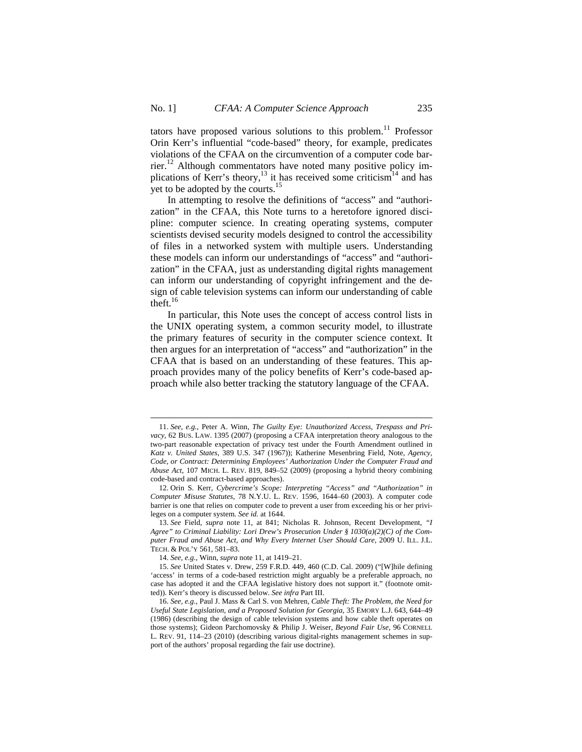tators have proposed various solutions to this problem.[11] Professor Orin Kerr's influential "code-based" theory, for example, predicates violations of the CFAA on the circumvention of a computer code barrier.[12] Although commentators have noted many positive policy implications of Kerr's theory,[13] it has received some criticism[14] and has yet to be adopted by the courts.[15]

In attempting to resolve the definitions of "access" and "authorization" in the CFAA, this Note turns to a heretofore ignored discipline: computer science. In creating operating systems, computer scientists devised security models designed to control the accessibility of files in a networked system with multiple users. Understanding these models can inform our understandings of "access" and "authorization" in the CFAA, just as understanding digital rights management can inform our understanding of copyright infringement and the design of cable television systems can inform our understanding of cable theft.[16]

In particular, this Note uses the concept of access control lists in the UNIX operating system, a common security model, to illustrate the primary features of security in the computer science context. It then argues for an interpretation of "access" and "authorization" in the CFAA that is based on an understanding of these features. This approach provides many of the policy benefits of Kerr's code-based approach while also better tracking the statutory language of the CFAA.

---

11. *See, e.g.*, Peter A. Winn, *The Guilty Eye: Unauthorized Access, Trespass and Privacy*, 62 BUS. LAW. 1395 (2007) (proposing a CFAA interpretation theory analogous to the two-part reasonable expectation of privacy test under the Fourth Amendment outlined in *Katz v. United States*, 389 U.S. 347 (1967)); Katherine Mesenbring Field, Note, *Agency, Code, or Contract: Determining Employees' Authorization Under the Computer Fraud and Abuse Act*, 107 MICH. L. REV. 819, 849–52 (2009) (proposing a hybrid theory combining code-based and contract-based approaches).

12. Orin S. Kerr, *Cybercrime's Scope: Interpreting "Access" and "Authorization" in Computer Misuse Statutes*, 78 N.Y.U. L. REV. 1596, 1644–60 (2003). A computer code barrier is one that relies on computer code to prevent a user from exceeding his or her privileges on a computer system. *See id.* at 1644.

13. *See* Field, *supra* note 11, at 841; Nicholas R. Johnson, Recent Development, *"I Agree" to Criminal Liability: Lori Drew's Prosecution Under § 1030(a)(2)(C) of the Computer Fraud and Abuse Act, and Why Every Internet User Should Care*, 2009 U. ILL. J.L. TECH. & POL'Y 561, 581–83.

14. *See, e.g.*, Winn, *supra* note 11, at 1419–21.

15. *See* United States v. Drew, 259 F.R.D. 449, 460 (C.D. Cal. 2009) ("[W]hile defining 'access' in terms of a code-based restriction might arguably be a preferable approach, no case has adopted it and the CFAA legislative history does not support it." (footnote omitted)). Kerr's theory is discussed below. *See infra* Part III.

16. *See, e.g.*, Paul J. Mass & Carl S. von Mehren, *Cable Theft: The Problem, the Need for Useful State Legislation, and a Proposed Solution for Georgia*, 35 EMORY L.J. 643, 644–49 (1986) (describing the design of cable television systems and how cable theft operates on those systems); Gideon Parchomovsky & Philip J. Weiser, *Beyond Fair Use*, 96 CORNELL L. REV. 91, 114–23 (2010) (describing various digital-rights management schemes in support of the authors' proposal regarding the fair use doctrine).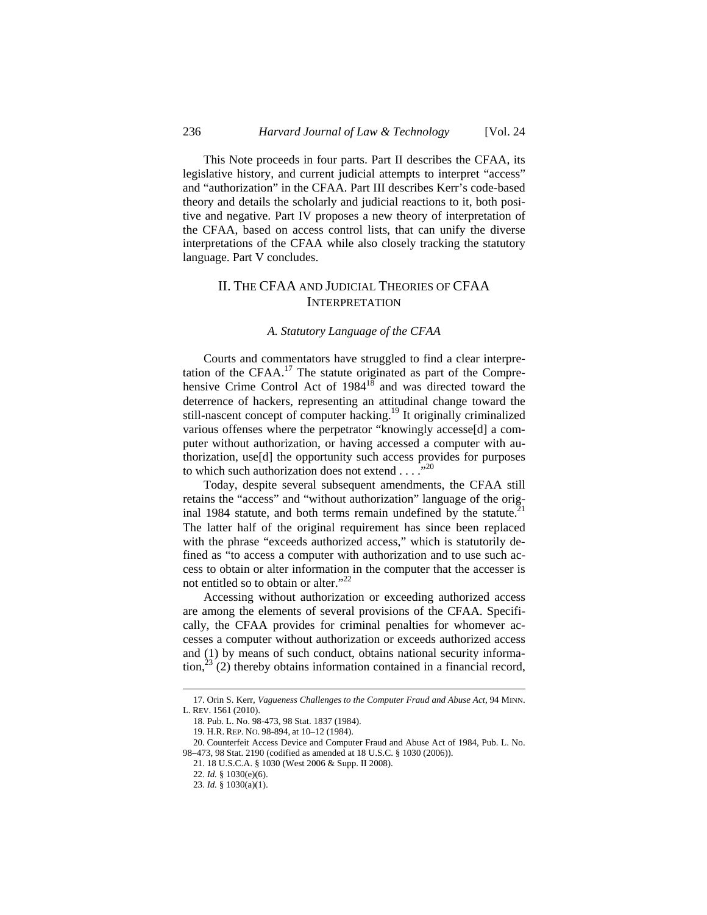This Note proceeds in four parts. Part II describes the CFAA, its legislative history, and current judicial attempts to interpret "access" and "authorization" in the CFAA. Part III describes Kerr's code-based theory and details the scholarly and judicial reactions to it, both positive and negative. Part IV proposes a new theory of interpretation of the CFAA, based on access control lists, that can unify the diverse interpretations of the CFAA while also closely tracking the statutory language. Part V concludes.

## II. THE CFAA AND JUDICIAL THEORIES OF CFAA INTERPRETATION

### *A. Statutory Language of the CFAA*

Courts and commentators have struggled to find a clear interpretation of the CFAA.[17] The statute originated as part of the Comprehensive Crime Control Act of 1984[18] and was directed toward the deterrence of hackers, representing an attitudinal change toward the still-nascent concept of computer hacking.[19] It originally criminalized various offenses where the perpetrator "knowingly accesse[d] a computer without authorization, or having accessed a computer with authorization, use[d] the opportunity such access provides for purposes to which such authorization does not extend . . . ."[20]

Today, despite several subsequent amendments, the CFAA still retains the "access" and "without authorization" language of the original 1984 statute, and both terms remain undefined by the statute.[21] The latter half of the original requirement has since been replaced with the phrase "exceeds authorized access," which is statutorily defined as "to access a computer with authorization and to use such access to obtain or alter information in the computer that the accesser is not entitled so to obtain or alter."[22]

Accessing without authorization or exceeding authorized access are among the elements of several provisions of the CFAA. Specifically, the CFAA provides for criminal penalties for whomever accesses a computer without authorization or exceeds authorized access and (1) by means of such conduct, obtains national security information,[23] (2) thereby obtains information contained in a financial record,

---

17. Orin S. Kerr, *Vagueness Challenges to the Computer Fraud and Abuse Act*, 94 MINN. L. REV. 1561 (2010).

18. Pub. L. No. 98-473, 98 Stat. 1837 (1984).

19. H.R. REP. NO. 98-894, at 10–12 (1984).

20. Counterfeit Access Device and Computer Fraud and Abuse Act of 1984, Pub. L. No. 98–473, 98 Stat. 2190 (codified as amended at 18 U.S.C. § 1030 (2006)).

21. 18 U.S.C.A. § 1030 (West 2006 & Supp. II 2008).

22. *Id.* § 1030(e)(6).

23. *Id.* § 1030(a)(1).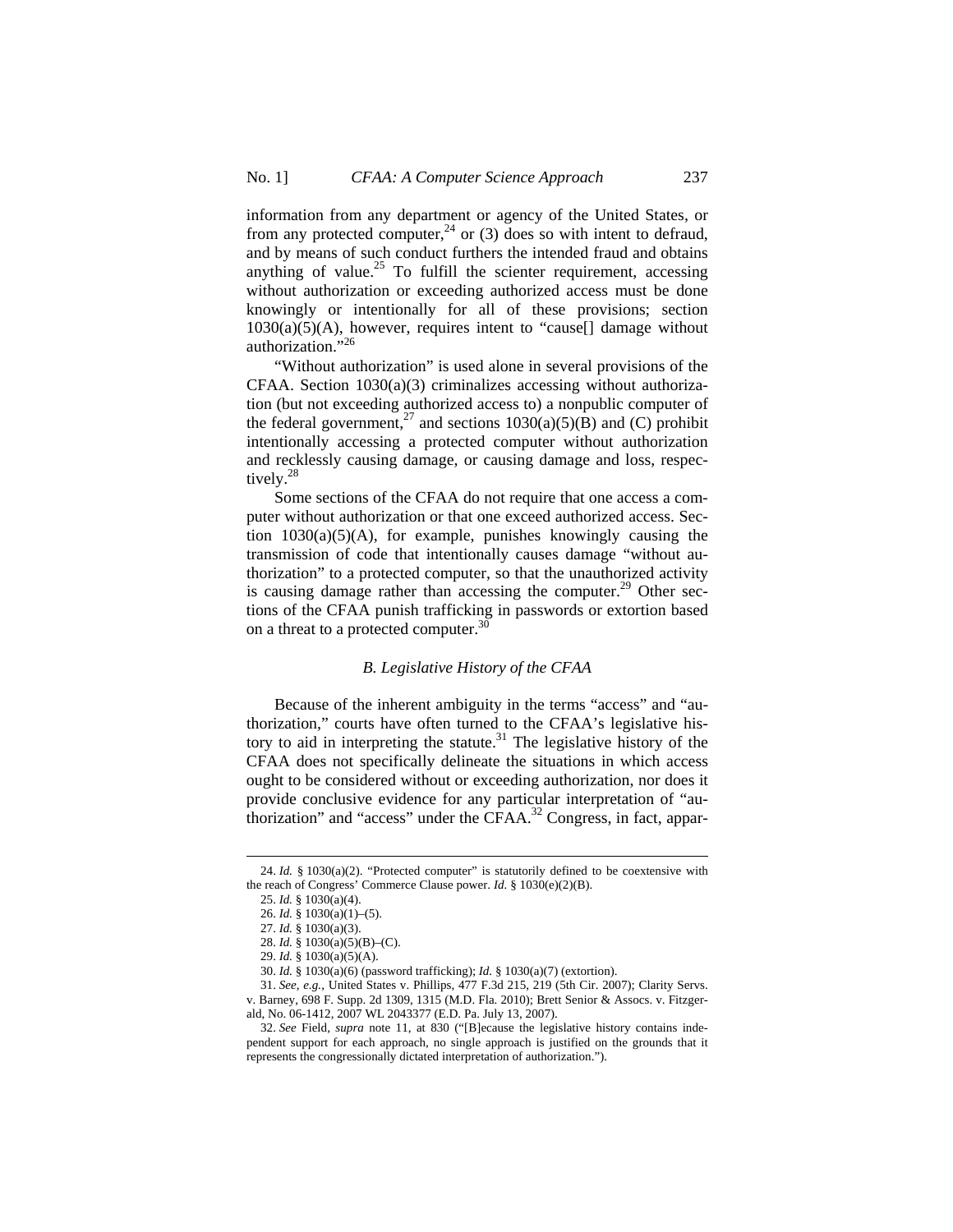information from any department or agency of the United States, or from any protected computer,[24] or (3) does so with intent to defraud, and by means of such conduct furthers the intended fraud and obtains anything of value.[25] To fulfill the scienter requirement, accessing without authorization or exceeding authorized access must be done knowingly or intentionally for all of these provisions; section 1030(a)(5)(A), however, requires intent to "cause[] damage without authorization."[26]

"Without authorization" is used alone in several provisions of the CFAA. Section 1030(a)(3) criminalizes accessing without authorization (but not exceeding authorized access to) a nonpublic computer of the federal government,[27] and sections 1030(a)(5)(B) and (C) prohibit intentionally accessing a protected computer without authorization and recklessly causing damage, or causing damage and loss, respectively.[28]

Some sections of the CFAA do not require that one access a computer without authorization or that one exceed authorized access. Section 1030(a)(5)(A), for example, punishes knowingly causing the transmission of code that intentionally causes damage "without authorization" to a protected computer, so that the unauthorized activity is causing damage rather than accessing the computer.[29] Other sections of the CFAA punish trafficking in passwords or extortion based on a threat to a protected computer.[30]

### *B. Legislative History of the CFAA*

Because of the inherent ambiguity in the terms "access" and "authorization," courts have often turned to the CFAA's legislative history to aid in interpreting the statute.[31] The legislative history of the CFAA does not specifically delineate the situations in which access ought to be considered without or exceeding authorization, nor does it provide conclusive evidence for any particular interpretation of "authorization" and "access" under the CFAA.[32] Congress, in fact, appar-

---

24. *Id.* § 1030(a)(2). "Protected computer" is statutorily defined to be coextensive with the reach of Congress' Commerce Clause power. *Id.* § 1030(e)(2)(B).

25. *Id.* § 1030(a)(4).

26. *Id.* § 1030(a)(1)–(5).

27. *Id.* § 1030(a)(3).

28. *Id.* § 1030(a)(5)(B)–(C).

29. *Id.* § 1030(a)(5)(A).

30. *Id.* § 1030(a)(6) (password trafficking); *Id.* § 1030(a)(7) (extortion).

31. *See, e.g.*, United States v. Phillips, 477 F.3d 215, 219 (5th Cir. 2007); Clarity Servs. v. Barney, 698 F. Supp. 2d 1309, 1315 (M.D. Fla. 2010); Brett Senior & Assocs. v. Fitzgerald, No. 06-1412, 2007 WL 2043377 (E.D. Pa. July 13, 2007).

32. *See* Field, *supra* note 11, at 830 ("[B]ecause the legislative history contains independent support for each approach, no single approach is justified on the grounds that it represents the congressionally dictated interpretation of authorization.").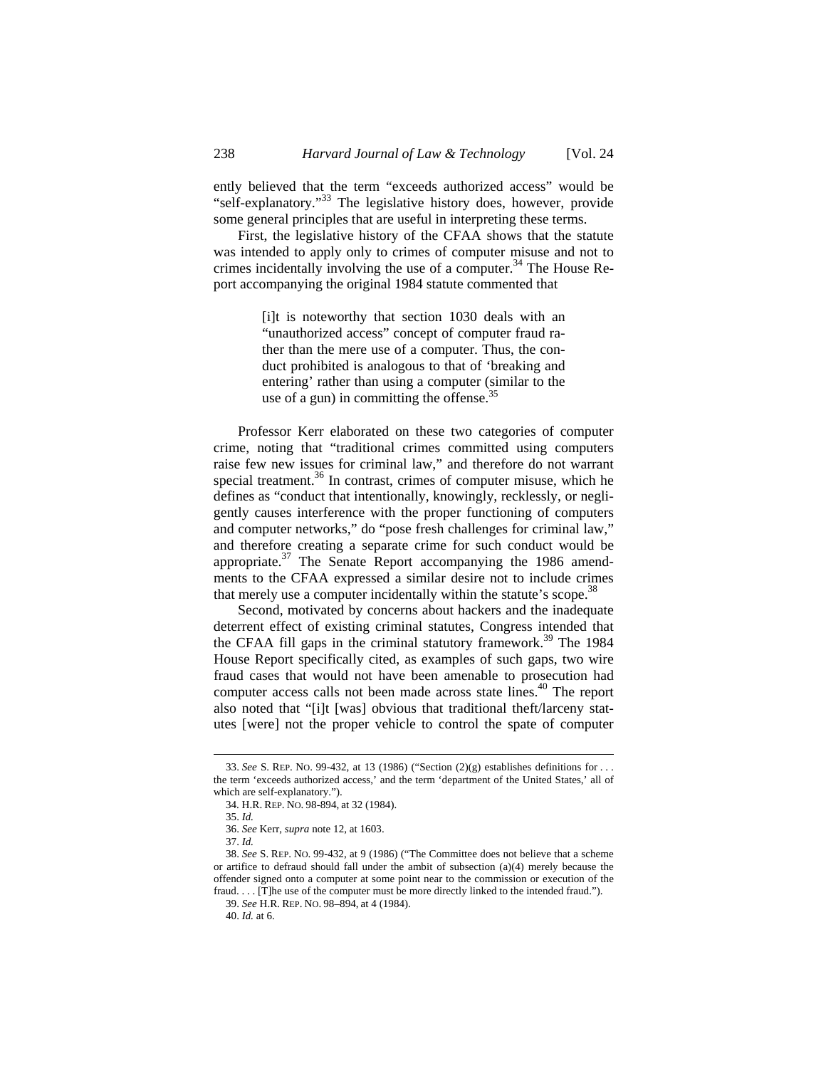ently believed that the term "exceeds authorized access" would be "self-explanatory."[33] The legislative history does, however, provide some general principles that are useful in interpreting these terms.

First, the legislative history of the CFAA shows that the statute was intended to apply only to crimes of computer misuse and not to crimes incidentally involving the use of a computer.[34] The House Report accompanying the original 1984 statute commented that

> [i]t is noteworthy that section 1030 deals with an "unauthorized access" concept of computer fraud rather than the mere use of a computer. Thus, the conduct prohibited is analogous to that of 'breaking and entering' rather than using a computer (similar to the use of a gun) in committing the offense.[35]

Professor Kerr elaborated on these two categories of computer crime, noting that "traditional crimes committed using computers raise few new issues for criminal law," and therefore do not warrant special treatment.[36] In contrast, crimes of computer misuse, which he defines as "conduct that intentionally, knowingly, recklessly, or negligently causes interference with the proper functioning of computers and computer networks," do "pose fresh challenges for criminal law," and therefore creating a separate crime for such conduct would be appropriate.[37] The Senate Report accompanying the 1986 amendments to the CFAA expressed a similar desire not to include crimes that merely use a computer incidentally within the statute's scope.[38]

Second, motivated by concerns about hackers and the inadequate deterrent effect of existing criminal statutes, Congress intended that the CFAA fill gaps in the criminal statutory framework.[39] The 1984 House Report specifically cited, as examples of such gaps, two wire fraud cases that would not have been amenable to prosecution had computer access calls not been made across state lines.[40] The report also noted that "[i]t [was] obvious that traditional theft/larceny statutes [were] not the proper vehicle to control the spate of computer

---

33. *See* S. REP. NO. 99-432, at 13 (1986) ("Section (2)(g) establishes definitions for . . . the term 'exceeds authorized access,' and the term 'department of the United States,' all of which are self-explanatory.").

34. H.R. REP. NO. 98-894, at 32 (1984).

35. *Id.*

36. *See* Kerr, *supra* note 12, at 1603.

37. *Id.*

38. *See* S. REP. NO. 99-432, at 9 (1986) ("The Committee does not believe that a scheme or artifice to defraud should fall under the ambit of subsection (a)(4) merely because the offender signed onto a computer at some point near to the commission or execution of the fraud. . . . [T]he use of the computer must be more directly linked to the intended fraud.").

39. *See* H.R. REP. NO. 98–894, at 4 (1984).

40. *Id.* at 6.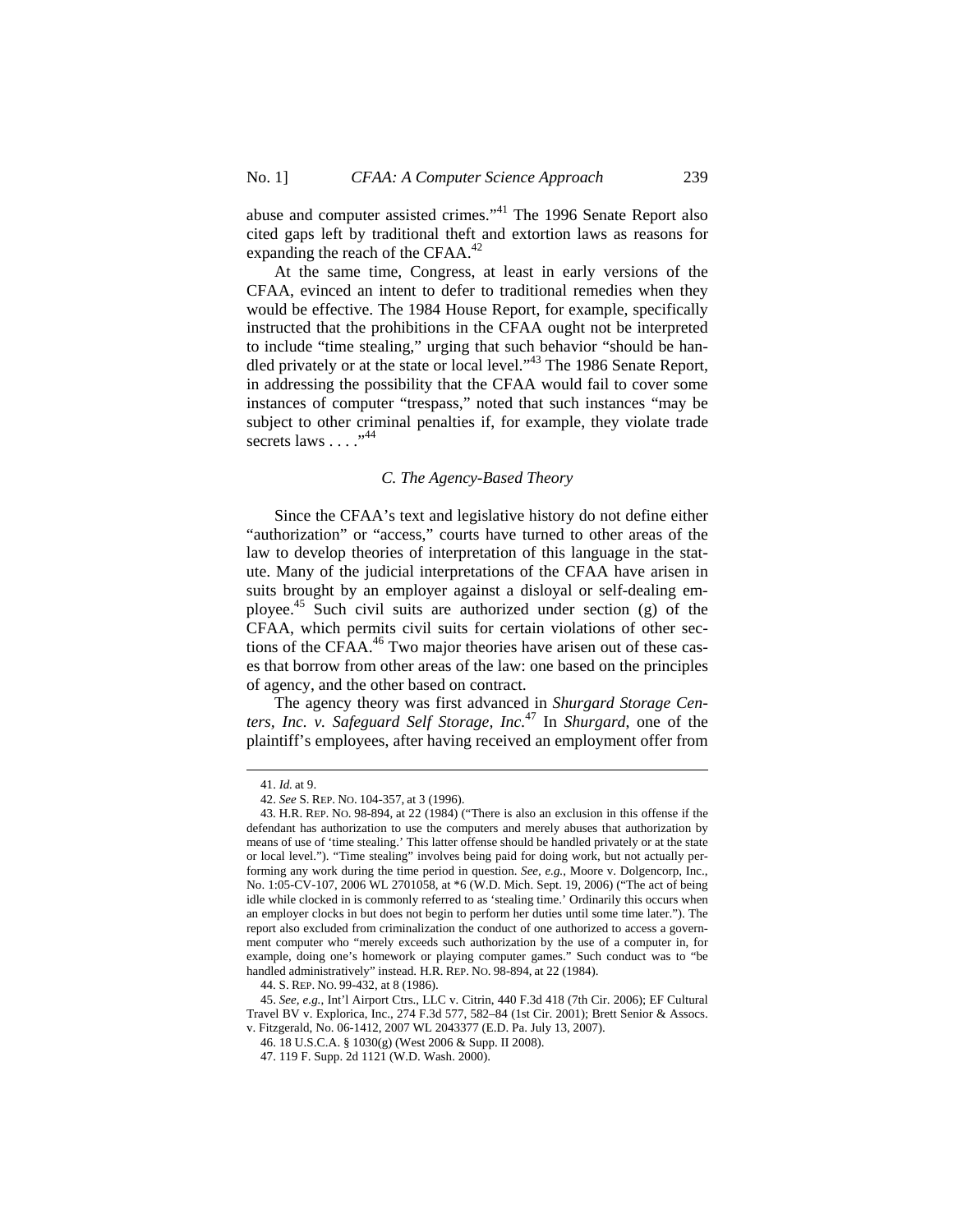abuse and computer assisted crimes."[41] The 1996 Senate Report also cited gaps left by traditional theft and extortion laws as reasons for expanding the reach of the CFAA.[42]

At the same time, Congress, at least in early versions of the CFAA, evinced an intent to defer to traditional remedies when they would be effective. The 1984 House Report, for example, specifically instructed that the prohibitions in the CFAA ought not be interpreted to include "time stealing," urging that such behavior "should be handled privately or at the state or local level."[43] The 1986 Senate Report, in addressing the possibility that the CFAA would fail to cover some instances of computer "trespass," noted that such instances "may be subject to other criminal penalties if, for example, they violate trade secrets laws . . . ."[44]

### *C. The Agency-Based Theory*

Since the CFAA's text and legislative history do not define either "authorization" or "access," courts have turned to other areas of the law to develop theories of interpretation of this language in the statute. Many of the judicial interpretations of the CFAA have arisen in suits brought by an employer against a disloyal or self-dealing employee.[45] Such civil suits are authorized under section (g) of the CFAA, which permits civil suits for certain violations of other sections of the CFAA.[46] Two major theories have arisen out of these cases that borrow from other areas of the law: one based on the principles of agency, and the other based on contract.

The agency theory was first advanced in *Shurgard Storage Centers, Inc. v. Safeguard Self Storage, Inc.*[47] In *Shurgard*, one of the plaintiff's employees, after having received an employment offer from

---

41. *Id.* at 9.

42. *See* S. REP. NO. 104-357, at 3 (1996).

43. H.R. REP. NO. 98-894, at 22 (1984) ("There is also an exclusion in this offense if the defendant has authorization to use the computers and merely abuses that authorization by means of use of 'time stealing.' This latter offense should be handled privately or at the state or local level."). "Time stealing" involves being paid for doing work, but not actually performing any work during the time period in question. *See, e.g.*, Moore v. Dolgencorp, Inc., No. 1:05-CV-107, 2006 WL 2701058, at *6 (W.D. Mich. Sept. 19, 2006) ("The act of being idle while clocked in is commonly referred to as 'stealing time.' Ordinarily this occurs when an employer clocks in but does not begin to perform her duties until some time later."). The report also excluded from criminalization the conduct of one authorized to access a government computer who "merely exceeds such authorization by the use of a computer in, for example, doing one's homework or playing computer games." Such conduct was to "be handled administratively" instead. H.R. REP. NO. 98-894, at 22 (1984).

44. S. REP. NO. 99-432, at 8 (1986).

45. *See, e.g.*, Int'l Airport Ctrs., LLC v. Citrin, 440 F.3d 418 (7th Cir. 2006); EF Cultural Travel BV v. Explorica, Inc., 274 F.3d 577, 582–84 (1st Cir. 2001); Brett Senior & Assocs. v. Fitzgerald, No. 06-1412, 2007 WL 2043377 (E.D. Pa. July 13, 2007).

46. 18 U.S.C.A. § 1030(g) (West 2006 & Supp. II 2008).

47. 119 F. Supp. 2d 1121 (W.D. Wash. 2000).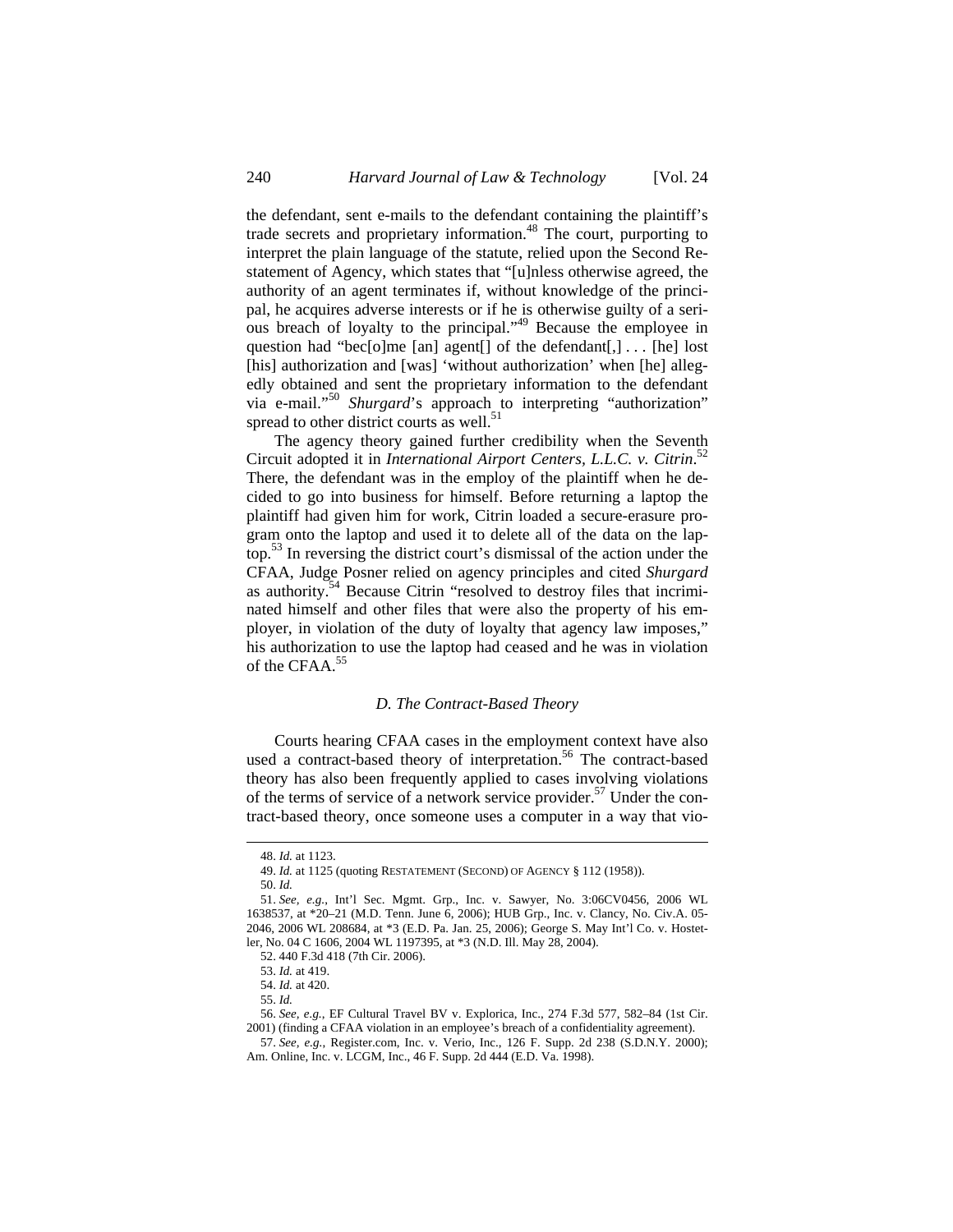the defendant, sent e-mails to the defendant containing the plaintiff's trade secrets and proprietary information.[48] The court, purporting to interpret the plain language of the statute, relied upon the Second Restatement of Agency, which states that "[u]nless otherwise agreed, the authority of an agent terminates if, without knowledge of the principal, he acquires adverse interests or if he is otherwise guilty of a serious breach of loyalty to the principal."[49] Because the employee in question had "bec[o]me [an] agent[] of the defendant[,] . . . [he] lost [his] authorization and [was] 'without authorization' when [he] allegedly obtained and sent the proprietary information to the defendant via e-mail."[50] *Shurgard*'s approach to interpreting "authorization" spread to other district courts as well.[51]

The agency theory gained further credibility when the Seventh Circuit adopted it in *International Airport Centers, L.L.C. v. Citrin*.[52] There, the defendant was in the employ of the plaintiff when he decided to go into business for himself. Before returning a laptop the plaintiff had given him for work, Citrin loaded a secure-erasure program onto the laptop and used it to delete all of the data on the laptop.[53] In reversing the district court's dismissal of the action under the CFAA, Judge Posner relied on agency principles and cited *Shurgard* as authority.[54] Because Citrin "resolved to destroy files that incriminated himself and other files that were also the property of his employer, in violation of the duty of loyalty that agency law imposes," his authorization to use the laptop had ceased and he was in violation of the CFAA.[55]

### *D. The Contract-Based Theory*

Courts hearing CFAA cases in the employment context have also used a contract-based theory of interpretation.[56] The contract-based theory has also been frequently applied to cases involving violations of the terms of service of a network service provider.[57] Under the contract-based theory, once someone uses a computer in a way that vio-

---

48. *Id.* at 1123.

49. *Id.* at 1125 (quoting RESTATEMENT (SECOND) OF AGENCY § 112 (1958)).

50. *Id.*

51. *See, e.g.*, Int'l Sec. Mgmt. Grp., Inc. v. Sawyer, No. 3:06CV0456, 2006 WL 1638537, at *20–21 (M.D. Tenn. June 6, 2006); HUB Grp., Inc. v. Clancy, No. Civ.A. 05-2046, 2006 WL 208684, at *3 (E.D. Pa. Jan. 25, 2006); George S. May Int'l Co. v. Hostetler, No. 04 C 1606, 2004 WL 1197395, at *3 (N.D. Ill. May 28, 2004).

52. 440 F.3d 418 (7th Cir. 2006).

53. *Id.* at 419.

54. *Id.* at 420.

55. *Id.*

56. *See, e.g.*, EF Cultural Travel BV v. Explorica, Inc., 274 F.3d 577, 582–84 (1st Cir. 2001) (finding a CFAA violation in an employee's breach of a confidentiality agreement).

57. *See, e.g.*, Register.com, Inc. v. Verio, Inc., 126 F. Supp. 2d 238 (S.D.N.Y. 2000); Am. Online, Inc. v. LCGM, Inc., 46 F. Supp. 2d 444 (E.D. Va. 1998).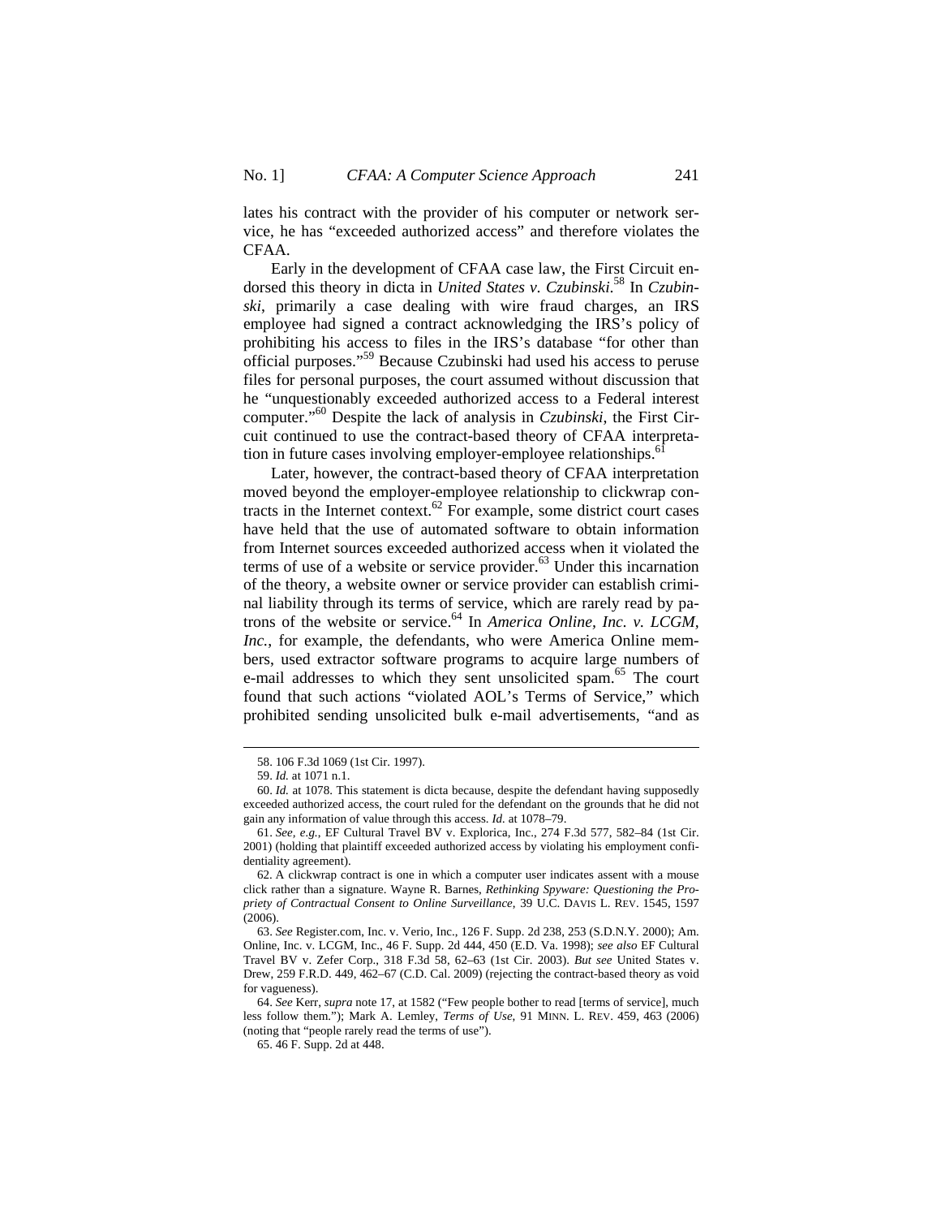lates his contract with the provider of his computer or network service, he has "exceeded authorized access" and therefore violates the CFAA.

Early in the development of CFAA case law, the First Circuit endorsed this theory in dicta in *United States v. Czubinski*.[58] In *Czubinski*, primarily a case dealing with wire fraud charges, an IRS employee had signed a contract acknowledging the IRS's policy of prohibiting his access to files in the IRS's database "for other than official purposes."[59] Because Czubinski had used his access to peruse files for personal purposes, the court assumed without discussion that he "unquestionably exceeded authorized access to a Federal interest computer."[60] Despite the lack of analysis in *Czubinski*, the First Circuit continued to use the contract-based theory of CFAA interpretation in future cases involving employer-employee relationships.[61]

Later, however, the contract-based theory of CFAA interpretation moved beyond the employer-employee relationship to clickwrap contracts in the Internet context.[62] For example, some district court cases have held that the use of automated software to obtain information from Internet sources exceeded authorized access when it violated the terms of use of a website or service provider.[63] Under this incarnation of the theory, a website owner or service provider can establish criminal liability through its terms of service, which are rarely read by patrons of the website or service.[64] In *America Online, Inc. v. LCGM, Inc.*, for example, the defendants, who were America Online members, used extractor software programs to acquire large numbers of e-mail addresses to which they sent unsolicited spam.[65] The court found that such actions "violated AOL's Terms of Service," which prohibited sending unsolicited bulk e-mail advertisements, "and as

---

58. 106 F.3d 1069 (1st Cir. 1997).

59. *Id.* at 1071 n.1.

60. *Id.* at 1078. This statement is dicta because, despite the defendant having supposedly exceeded authorized access, the court ruled for the defendant on the grounds that he did not gain any information of value through this access. *Id.* at 1078–79.

61. *See, e.g.*, EF Cultural Travel BV v. Explorica, Inc., 274 F.3d 577, 582–84 (1st Cir. 2001) (holding that plaintiff exceeded authorized access by violating his employment confidentiality agreement).

62. A clickwrap contract is one in which a computer user indicates assent with a mouse click rather than a signature. Wayne R. Barnes, *Rethinking Spyware: Questioning the Propriety of Contractual Consent to Online Surveillance*, 39 U.C. DAVIS L. REV. 1545, 1597 (2006).

63. *See* Register.com, Inc. v. Verio, Inc., 126 F. Supp. 2d 238, 253 (S.D.N.Y. 2000); Am. Online, Inc. v. LCGM, Inc., 46 F. Supp. 2d 444, 450 (E.D. Va. 1998); *see also* EF Cultural Travel BV v. Zefer Corp., 318 F.3d 58, 62–63 (1st Cir. 2003). *But see* United States v. Drew, 259 F.R.D. 449, 462–67 (C.D. Cal. 2009) (rejecting the contract-based theory as void for vagueness).

64. *See* Kerr, *supra* note 17, at 1582 ("Few people bother to read [terms of service], much less follow them."); Mark A. Lemley, *Terms of Use*, 91 MINN. L. REV. 459, 463 (2006) (noting that "people rarely read the terms of use").

65. 46 F. Supp. 2d at 448.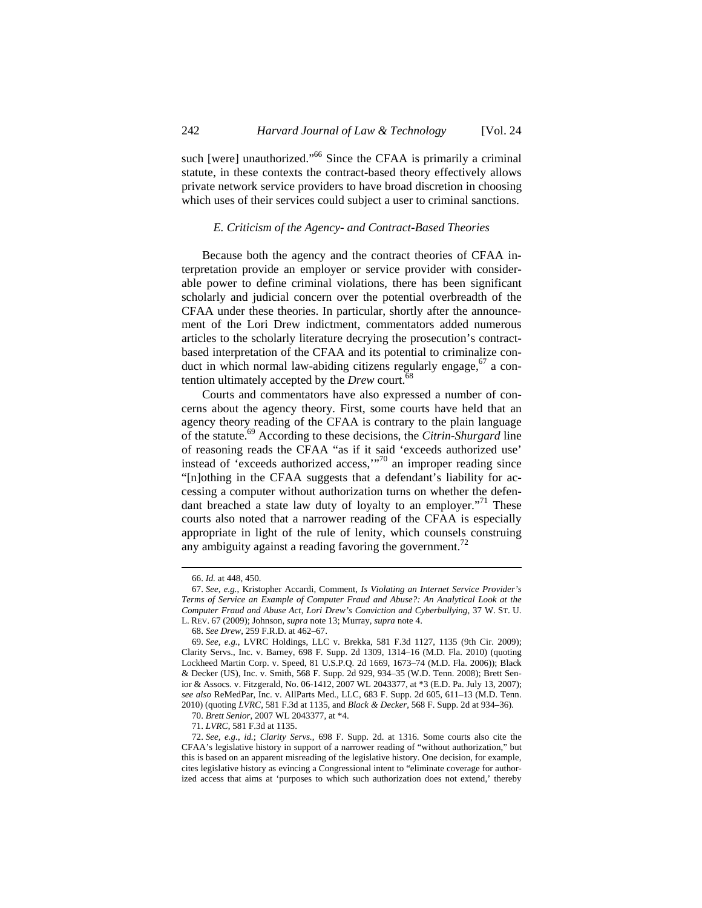such [were] unauthorized."[66] Since the CFAA is primarily a criminal statute, in these contexts the contract-based theory effectively allows private network service providers to have broad discretion in choosing which uses of their services could subject a user to criminal sanctions.

### *E. Criticism of the Agency- and Contract-Based Theories*

Because both the agency and the contract theories of CFAA interpretation provide an employer or service provider with considerable power to define criminal violations, there has been significant scholarly and judicial concern over the potential overbreadth of the CFAA under these theories. In particular, shortly after the announcement of the Lori Drew indictment, commentators added numerous articles to the scholarly literature decrying the prosecution's contract-based interpretation of the CFAA and its potential to criminalize conduct in which normal law-abiding citizens regularly engage,[67] a contention ultimately accepted by the *Drew* court.[68]

Courts and commentators have also expressed a number of concerns about the agency theory. First, some courts have held that an agency theory reading of the CFAA is contrary to the plain language of the statute.[69] According to these decisions, the *Citrin-Shurgard* line of reasoning reads the CFAA "as if it said 'exceeds authorized use' instead of 'exceeds authorized access,'"[70] an improper reading since "[n]othing in the CFAA suggests that a defendant's liability for accessing a computer without authorization turns on whether the defendant breached a state law duty of loyalty to an employer."[71] These courts also noted that a narrower reading of the CFAA is especially appropriate in light of the rule of lenity, which counsels construing any ambiguity against a reading favoring the government.[72]

---

66. *Id.* at 448, 450.

67. *See, e.g.*, Kristopher Accardi, Comment, *Is Violating an Internet Service Provider's Terms of Service an Example of Computer Fraud and Abuse?: An Analytical Look at the Computer Fraud and Abuse Act, Lori Drew's Conviction and Cyberbullying*, 37 W. ST. U. L. REV. 67 (2009); Johnson, *supra* note 13; Murray, *supra* note 4.

68. *See Drew*, 259 F.R.D. at 462–67.

69. *See, e.g.*, LVRC Holdings, LLC v. Brekka, 581 F.3d 1127, 1135 (9th Cir. 2009); Clarity Servs., Inc. v. Barney, 698 F. Supp. 2d 1309, 1314–16 (M.D. Fla. 2010) (quoting Lockheed Martin Corp. v. Speed, 81 U.S.P.Q. 2d 1669, 1673–74 (M.D. Fla. 2006)); Black & Decker (US), Inc. v. Smith, 568 F. Supp. 2d 929, 934–35 (W.D. Tenn. 2008); Brett Senior & Assocs. v. Fitzgerald, No. 06-1412, 2007 WL 2043377, at *3 (E.D. Pa. July 13, 2007); *see also* ReMedPar, Inc. v. AllParts Med., LLC, 683 F. Supp. 2d 605, 611–13 (M.D. Tenn. 2010) (quoting *LVRC*, 581 F.3d at 1135, and *Black & Decker*, 568 F. Supp. 2d at 934–36).

70. *Brett Senior*, 2007 WL 2043377, at *4.

71. *LVRC*, 581 F.3d at 1135.

72. *See, e.g.*, *id.*; *Clarity Servs.*, 698 F. Supp. 2d. at 1316. Some courts also cite the CFAA's legislative history in support of a narrower reading of "without authorization," but this is based on an apparent misreading of the legislative history. One decision, for example, cites legislative history as evincing a Congressional intent to "eliminate coverage for authorized access that aims at 'purposes to which such authorization does not extend,' thereby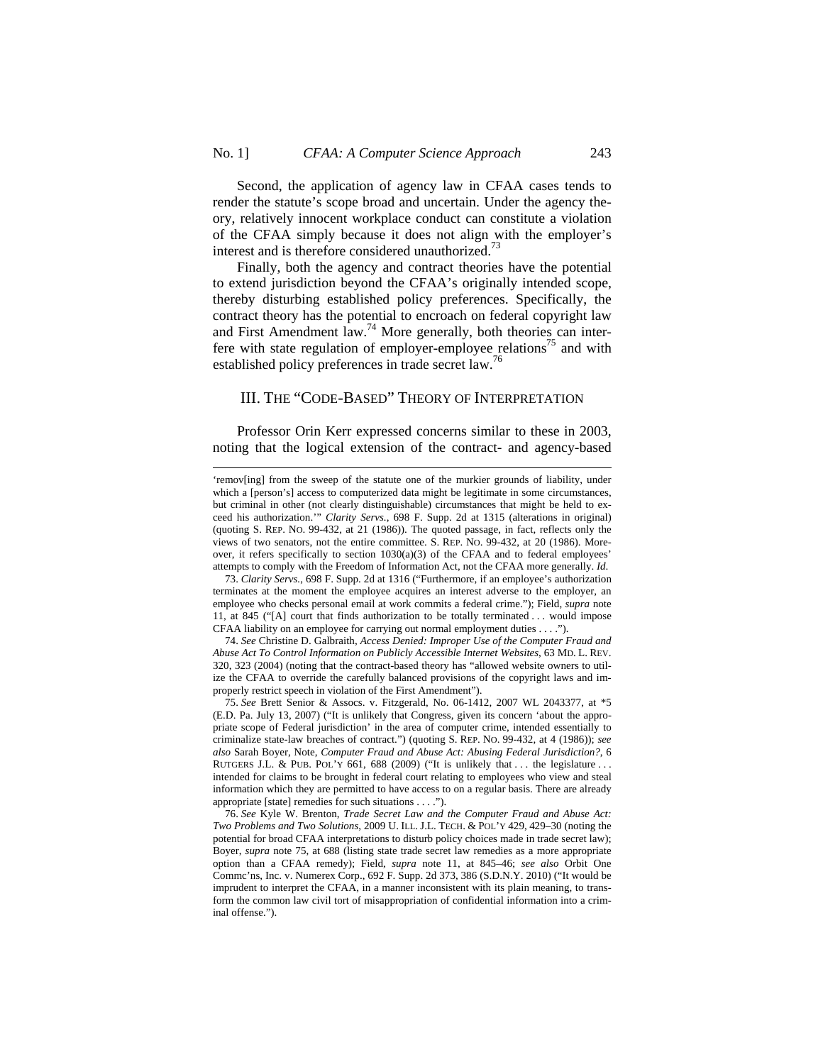Second, the application of agency law in CFAA cases tends to render the statute's scope broad and uncertain. Under the agency theory, relatively innocent workplace conduct can constitute a violation of the CFAA simply because it does not align with the employer's interest and is therefore considered unauthorized.[73]

Finally, both the agency and contract theories have the potential to extend jurisdiction beyond the CFAA's originally intended scope, thereby disturbing established policy preferences. Specifically, the contract theory has the potential to encroach on federal copyright law and First Amendment law.[74] More generally, both theories can interfere with state regulation of employer-employee relations[75] and with established policy preferences in trade secret law.[76]

## III. THE "CODE-BASED" THEORY OF INTERPRETATION

Professor Orin Kerr expressed concerns similar to these in 2003, noting that the logical extension of the contract- and agency-based

---

'remov[ing] from the sweep of the statute one of the murkier grounds of liability, under which a [person's] access to computerized data might be legitimate in some circumstances, but criminal in other (not clearly distinguishable) circumstances that might be held to exceed his authorization.'" *Clarity Servs.*, 698 F. Supp. 2d at 1315 (alterations in original) (quoting S. REP. NO. 99-432, at 21 (1986)). The quoted passage, in fact, reflects only the views of two senators, not the entire committee. S. REP. NO. 99-432, at 20 (1986). Moreover, it refers specifically to section 1030(a)(3) of the CFAA and to federal employees' attempts to comply with the Freedom of Information Act, not the CFAA more generally. *Id.*

73. *Clarity Servs.*, 698 F. Supp. 2d at 1316 ("Furthermore, if an employee's authorization terminates at the moment the employee acquires an interest adverse to the employer, an employee who checks personal email at work commits a federal crime."); Field, *supra* note 11, at 845 ("[A] court that finds authorization to be totally terminated . . . would impose CFAA liability on an employee for carrying out normal employment duties . . . .").

74. *See* Christine D. Galbraith, *Access Denied: Improper Use of the Computer Fraud and Abuse Act To Control Information on Publicly Accessible Internet Websites*, 63 MD. L. REV. 320, 323 (2004) (noting that the contract-based theory has "allowed website owners to utilize the CFAA to override the carefully balanced provisions of the copyright laws and improperly restrict speech in violation of the First Amendment").

75. *See* Brett Senior & Assocs. v. Fitzgerald, No. 06-1412, 2007 WL 2043377, at *5 (E.D. Pa. July 13, 2007) ("It is unlikely that Congress, given its concern 'about the appropriate scope of Federal jurisdiction' in the area of computer crime, intended essentially to criminalize state-law breaches of contract.") (quoting S. REP. NO. 99-432, at 4 (1986)); *see also* Sarah Boyer, Note, *Computer Fraud and Abuse Act: Abusing Federal Jurisdiction?*, 6 RUTGERS J.L. & PUB. POL'Y 661, 688 (2009) ("It is unlikely that . . . the legislature . . . intended for claims to be brought in federal court relating to employees who view and steal information which they are permitted to have access to on a regular basis. There are already appropriate [state] remedies for such situations . . . .").

76. *See* Kyle W. Brenton, *Trade Secret Law and the Computer Fraud and Abuse Act: Two Problems and Two Solutions*, 2009 U. ILL. J.L. TECH. & POL'Y 429, 429–30 (noting the potential for broad CFAA interpretations to disturb policy choices made in trade secret law); Boyer, *supra* note 75, at 688 (listing state trade secret law remedies as a more appropriate option than a CFAA remedy); Field, *supra* note 11, at 845–46; *see also* Orbit One Commc'ns, Inc. v. Numerex Corp., 692 F. Supp. 2d 373, 386 (S.D.N.Y. 2010) ("It would be imprudent to interpret the CFAA, in a manner inconsistent with its plain meaning, to transform the common law civil tort of misappropriation of confidential information into a criminal offense.").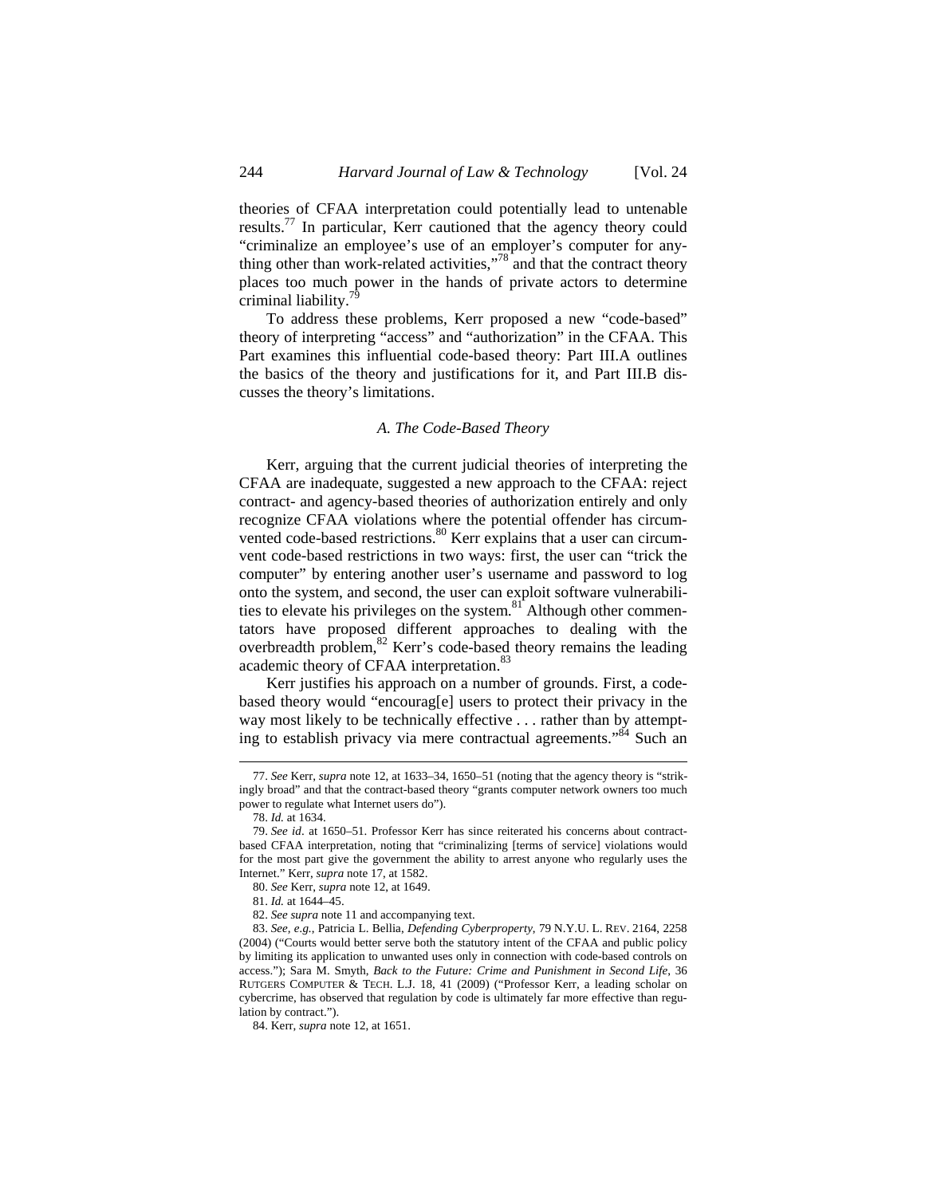theories of CFAA interpretation could potentially lead to untenable results.[77] In particular, Kerr cautioned that the agency theory could "criminalize an employee's use of an employer's computer for anything other than work-related activities,"[78] and that the contract theory places too much power in the hands of private actors to determine criminal liability.[79]

To address these problems, Kerr proposed a new "code-based" theory of interpreting "access" and "authorization" in the CFAA. This Part examines this influential code-based theory: Part III.A outlines the basics of the theory and justifications for it, and Part III.B discusses the theory's limitations.

### *A. The Code-Based Theory*

Kerr, arguing that the current judicial theories of interpreting the CFAA are inadequate, suggested a new approach to the CFAA: reject contract- and agency-based theories of authorization entirely and only recognize CFAA violations where the potential offender has circumvented code-based restrictions.[80] Kerr explains that a user can circumvent code-based restrictions in two ways: first, the user can "trick the computer" by entering another user's username and password to log onto the system, and second, the user can exploit software vulnerabilities to elevate his privileges on the system.[81] Although other commentators have proposed different approaches to dealing with the overbreadth problem,[82] Kerr's code-based theory remains the leading academic theory of CFAA interpretation.[83]

Kerr justifies his approach on a number of grounds. First, a code-based theory would "encourag[e] users to protect their privacy in the way most likely to be technically effective . . . rather than by attempting to establish privacy via mere contractual agreements."[84] Such an

---

77. *See* Kerr, *supra* note 12, at 1633–34, 1650–51 (noting that the agency theory is "strikingly broad" and that the contract-based theory "grants computer network owners too much power to regulate what Internet users do").

78. *Id.* at 1634.

79. *See id*. at 1650–51. Professor Kerr has since reiterated his concerns about contract-based CFAA interpretation, noting that "criminalizing [terms of service] violations would for the most part give the government the ability to arrest anyone who regularly uses the Internet." Kerr, *supra* note 17, at 1582.

80. *See* Kerr, *supra* note 12, at 1649.

81. *Id.* at 1644–45.

82. *See supra* note 11 and accompanying text.

83. *See, e.g.*, Patricia L. Bellia, *Defending Cyberproperty*, 79 N.Y.U. L. REV. 2164, 2258 (2004) ("Courts would better serve both the statutory intent of the CFAA and public policy by limiting its application to unwanted uses only in connection with code-based controls on access."); Sara M. Smyth, *Back to the Future: Crime and Punishment in Second Life*, 36 RUTGERS COMPUTER & TECH. L.J. 18, 41 (2009) ("Professor Kerr, a leading scholar on cybercrime, has observed that regulation by code is ultimately far more effective than regulation by contract.").

84. Kerr, *supra* note 12, at 1651.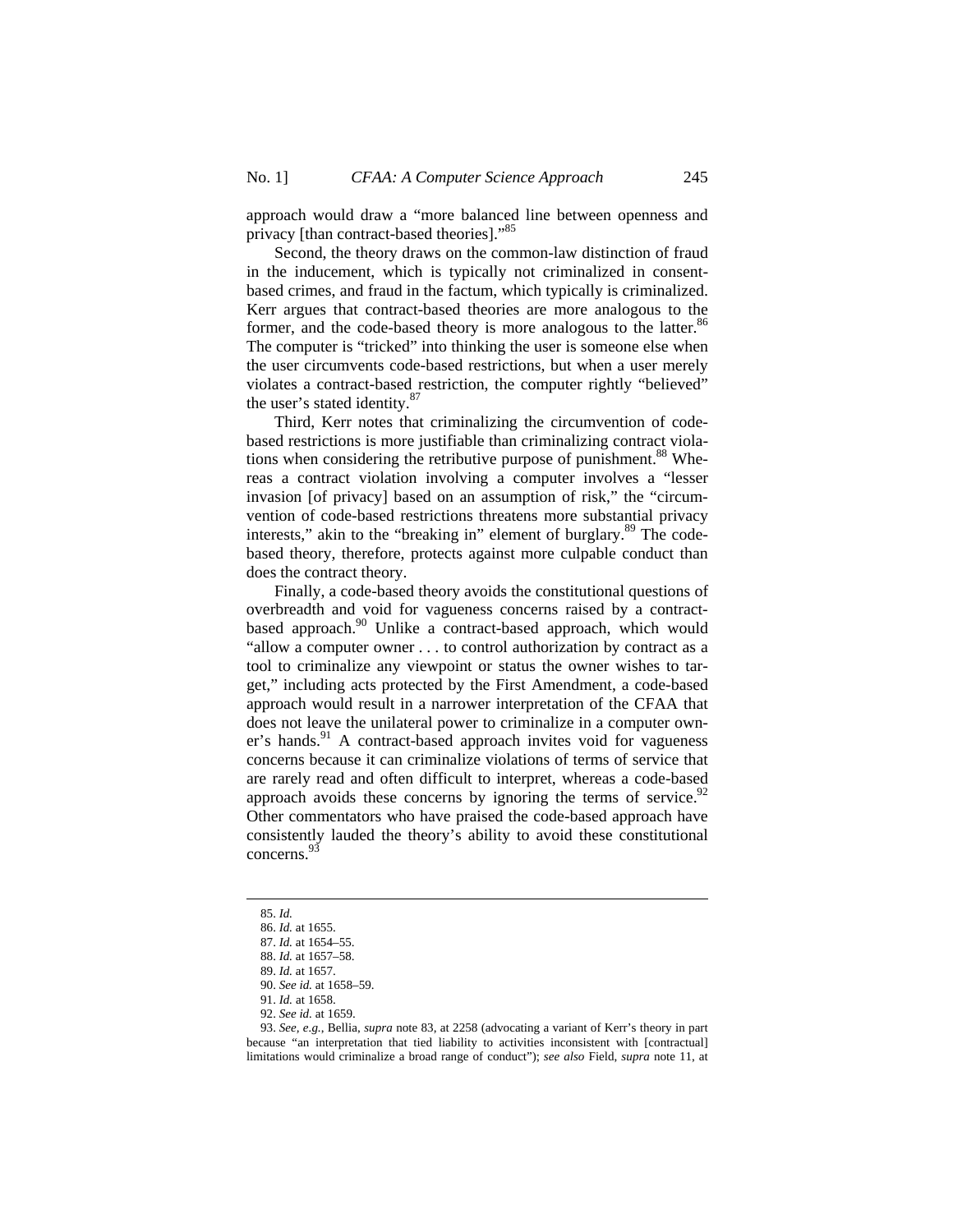approach would draw a "more balanced line between openness and privacy [than contract-based theories]."[85]

Second, the theory draws on the common-law distinction of fraud in the inducement, which is typically not criminalized in consent-based crimes, and fraud in the factum, which typically is criminalized. Kerr argues that contract-based theories are more analogous to the former, and the code-based theory is more analogous to the latter.[86] The computer is "tricked" into thinking the user is someone else when the user circumvents code-based restrictions, but when a user merely violates a contract-based restriction, the computer rightly "believed" the user's stated identity.[87]

Third, Kerr notes that criminalizing the circumvention of code-based restrictions is more justifiable than criminalizing contract violations when considering the retributive purpose of punishment.[88] Whereas a contract violation involving a computer involves a "lesser invasion [of privacy] based on an assumption of risk," the "circumvention of code-based restrictions threatens more substantial privacy interests," akin to the "breaking in" element of burglary.[89] The code-based theory, therefore, protects against more culpable conduct than does the contract theory.

Finally, a code-based theory avoids the constitutional questions of overbreadth and void for vagueness concerns raised by a contract-based approach.[90] Unlike a contract-based approach, which would "allow a computer owner . . . to control authorization by contract as a tool to criminalize any viewpoint or status the owner wishes to target," including acts protected by the First Amendment, a code-based approach would result in a narrower interpretation of the CFAA that does not leave the unilateral power to criminalize in a computer owner's hands.[91] A contract-based approach invites void for vagueness concerns because it can criminalize violations of terms of service that are rarely read and often difficult to interpret, whereas a code-based approach avoids these concerns by ignoring the terms of service.[92] Other commentators who have praised the code-based approach have consistently lauded the theory's ability to avoid these constitutional concerns.[93]

---

85. *Id.*

86. *Id.* at 1655.

87. *Id.* at 1654–55.

88. *Id.* at 1657–58.

89. *Id.* at 1657.

90. *See id.* at 1658–59.

91. *Id.* at 1658.

92. *See id.* at 1659.

93. *See, e.g.*, Bellia, *supra* note 83, at 2258 (advocating a variant of Kerr's theory in part because "an interpretation that tied liability to activities inconsistent with [contractual] limitations would criminalize a broad range of conduct"); *see also* Field, *supra* note 11, at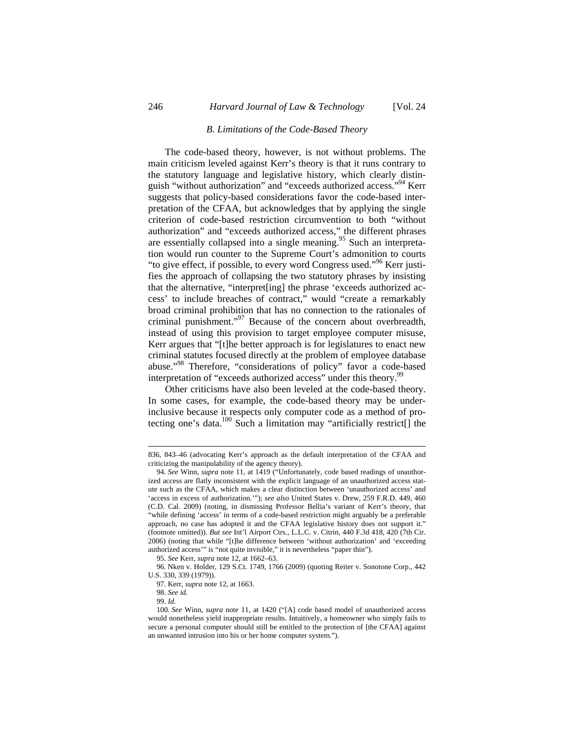### B. Limitations of the Code-Based Theory

The code-based theory, however, is not without problems. The main criticism leveled against Kerr's theory is that it runs contrary to the statutory language and legislative history, which clearly distinguish "without authorization" and "exceeds authorized access."[94] Kerr suggests that policy-based considerations favor the code-based interpretation of the CFAA, but acknowledges that by applying the single criterion of code-based restriction circumvention to both "without authorization" and "exceeds authorized access," the different phrases are essentially collapsed into a single meaning.[95] Such an interpretation would run counter to the Supreme Court's admonition to courts "to give effect, if possible, to every word Congress used."[96] Kerr justifies the approach of collapsing the two statutory phrases by insisting that the alternative, "interpret[ing] the phrase 'exceeds authorized access' to include breaches of contract," would "create a remarkably broad criminal prohibition that has no connection to the rationales of criminal punishment."[97] Because of the concern about overbreadth, instead of using this provision to target employee computer misuse, Kerr argues that "[t]he better approach is for legislatures to enact new criminal statutes focused directly at the problem of employee database abuse."[98] Therefore, "considerations of policy" favor a code-based interpretation of "exceeds authorized access" under this theory.[99]

Other criticisms have also been leveled at the code-based theory. In some cases, for example, the code-based theory may be under-inclusive because it respects only computer code as a method of protecting one's data.[100] Such a limitation may "artificially restrict[] the

---

836, 843–46 (advocating Kerr's approach as the default interpretation of the CFAA and criticizing the manipulability of the agency theory).

94. *See* Winn, *supra* note 11, at 1419 ("Unfortunately, code based readings of unauthorized access are flatly inconsistent with the explicit language of an unauthorized access statute such as the CFAA, which makes a clear distinction between 'unauthorized access' and 'access in excess of authorization.'"); *see also* United States v. Drew, 259 F.R.D. 449, 460 (C.D. Cal. 2009) (noting, in dismissing Professor Bellia's variant of Kerr's theory, that "while defining 'access' in terms of a code-based restriction might arguably be a preferable approach, no case has adopted it and the CFAA legislative history does not support it." (footnote omitted)). *But see* Int'l Airport Ctrs., L.L.C. v. Citrin, 440 F.3d 418, 420 (7th Cir. 2006) (noting that while "[t]he difference between 'without authorization' and 'exceeding authorized access'" is "not quite invisible," it is nevertheless "paper thin").

95. *See* Kerr, *supra* note 12, at 1662–63.

96. Nken v. Holder, 129 S.Ct. 1749, 1766 (2009) (quoting Reiter v. Sonotone Corp., 442 U.S. 330, 339 (1979)).

97. Kerr, *supra* note 12, at 1663.

98. *See id.*

99. *Id.*

100. *See* Winn, *supra* note 11, at 1420 ("[A] code based model of unauthorized access would nonetheless yield inappropriate results. Intuitively, a homeowner who simply fails to secure a personal computer should still be entitled to the protection of [the CFAA] against an unwanted intrusion into his or her home computer system.").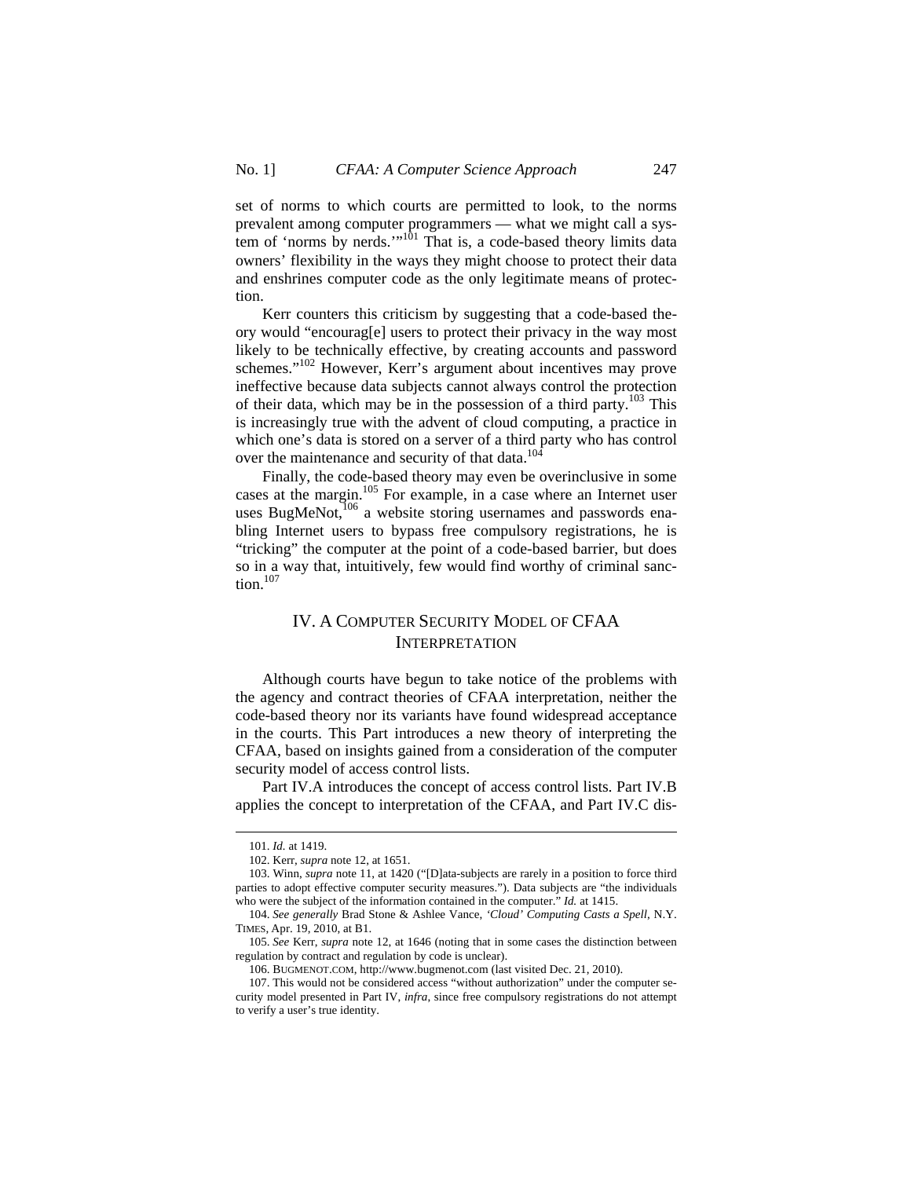set of norms to which courts are permitted to look, to the norms prevalent among computer programmers — what we might call a system of 'norms by nerds.'"[101] That is, a code-based theory limits data owners' flexibility in the ways they might choose to protect their data and enshrines computer code as the only legitimate means of protection.

Kerr counters this criticism by suggesting that a code-based theory would "encourag[e] users to protect their privacy in the way most likely to be technically effective, by creating accounts and password schemes."[102] However, Kerr's argument about incentives may prove ineffective because data subjects cannot always control the protection of their data, which may be in the possession of a third party.[103] This is increasingly true with the advent of cloud computing, a practice in which one's data is stored on a server of a third party who has control over the maintenance and security of that data.[104]

Finally, the code-based theory may even be overinclusive in some cases at the margin.[105] For example, in a case where an Internet user uses BugMeNot,[106] a website storing usernames and passwords enabling Internet users to bypass free compulsory registrations, he is "tricking" the computer at the point of a code-based barrier, but does so in a way that, intuitively, few would find worthy of criminal sanction.[107]

## IV. A Computer Security Model of CFAA Interpretation

Although courts have begun to take notice of the problems with the agency and contract theories of CFAA interpretation, neither the code-based theory nor its variants have found widespread acceptance in the courts. This Part introduces a new theory of interpreting the CFAA, based on insights gained from a consideration of the computer security model of access control lists.

Part IV.A introduces the concept of access control lists. Part IV.B applies the concept to interpretation of the CFAA, and Part IV.C dis-

---

101. *Id.* at 1419.

102. Kerr, *supra* note 12, at 1651.

103. Winn, *supra* note 11, at 1420 ("[D]ata-subjects are rarely in a position to force third parties to adopt effective computer security measures."). Data subjects are "the individuals who were the subject of the information contained in the computer." *Id.* at 1415.

104. *See generally* Brad Stone & Ashlee Vance, *'Cloud' Computing Casts a Spell*, N.Y. TIMES, Apr. 19, 2010, at B1.

105. *See* Kerr, *supra* note 12, at 1646 (noting that in some cases the distinction between regulation by contract and regulation by code is unclear).

106. BUGMENOT.COM, http://www.bugmenot.com (last visited Dec. 21, 2010).

107. This would not be considered access "without authorization" under the computer security model presented in Part IV, *infra*, since free compulsory registrations do not attempt to verify a user's true identity.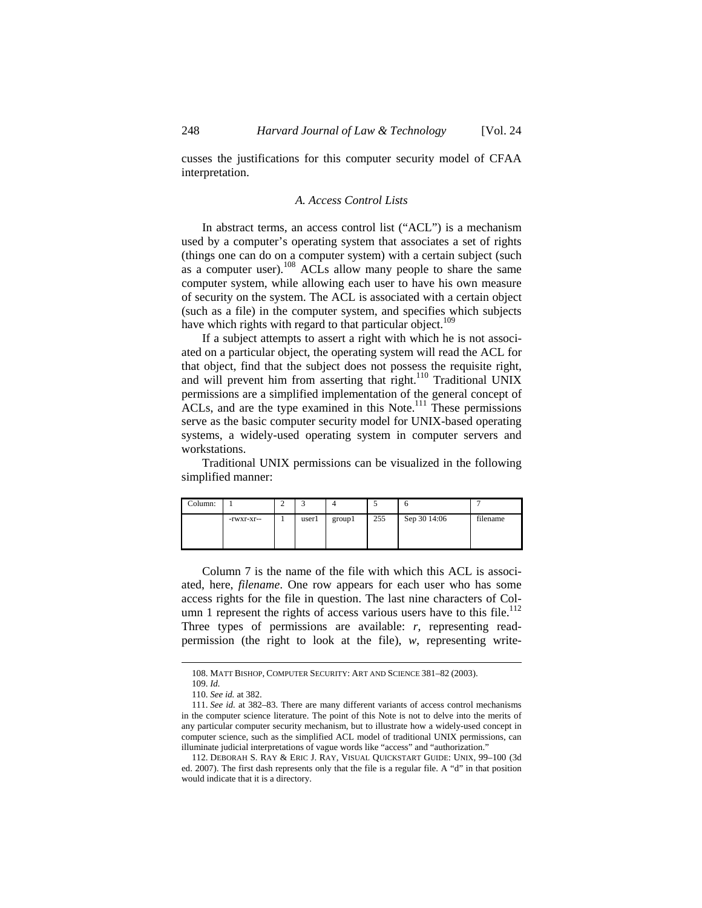cusses the justifications for this computer security model of CFAA interpretation.

### *A. Access Control Lists*

In abstract terms, an access control list ("ACL") is a mechanism used by a computer's operating system that associates a set of rights (things one can do on a computer system) with a certain subject (such as a computer user).[108] ACLs allow many people to share the same computer system, while allowing each user to have his own measure of security on the system. The ACL is associated with a certain object (such as a file) in the computer system, and specifies which subjects have which rights with regard to that particular object.[109]

If a subject attempts to assert a right with which he is not associated on a particular object, the operating system will read the ACL for that object, find that the subject does not possess the requisite right, and will prevent him from asserting that right.[110] Traditional UNIX permissions are a simplified implementation of the general concept of ACLs, and are the type examined in this Note.[111] These permissions serve as the basic computer security model for UNIX-based operating systems, a widely-used operating system in computer servers and workstations.

Traditional UNIX permissions can be visualized in the following simplified manner:

| Column: | 1 | 2 | 3 | 4 | 5 | 6 | 7 |
|---|---|---|---|---|---|---|---|
| | -rwxr-xr-- | 1 | user1 | group1 | 255 | Sep 30 14:06 | filename |

Column 7 is the name of the file with which this ACL is associated, here, *filename*. One row appears for each user who has some access rights for the file in question. The last nine characters of Column 1 represent the rights of access various users have to this file.[112] Three types of permissions are available: *r*, representing read-permission (the right to look at the file), *w*, representing write-

---

108. MATT BISHOP, COMPUTER SECURITY: ART AND SCIENCE 381–82 (2003).

109. *Id.*

110. *See id.* at 382.

111. *See id.* at 382–83. There are many different variants of access control mechanisms in the computer science literature. The point of this Note is not to delve into the merits of any particular computer security mechanism, but to illustrate how a widely-used concept in computer science, such as the simplified ACL model of traditional UNIX permissions, can illuminate judicial interpretations of vague words like "access" and "authorization."

112. DEBORAH S. RAY & ERIC J. RAY, VISUAL QUICKSTART GUIDE: UNIX, 99–100 (3d ed. 2007). The first dash represents only that the file is a regular file. A "d" in that position would indicate that it is a directory.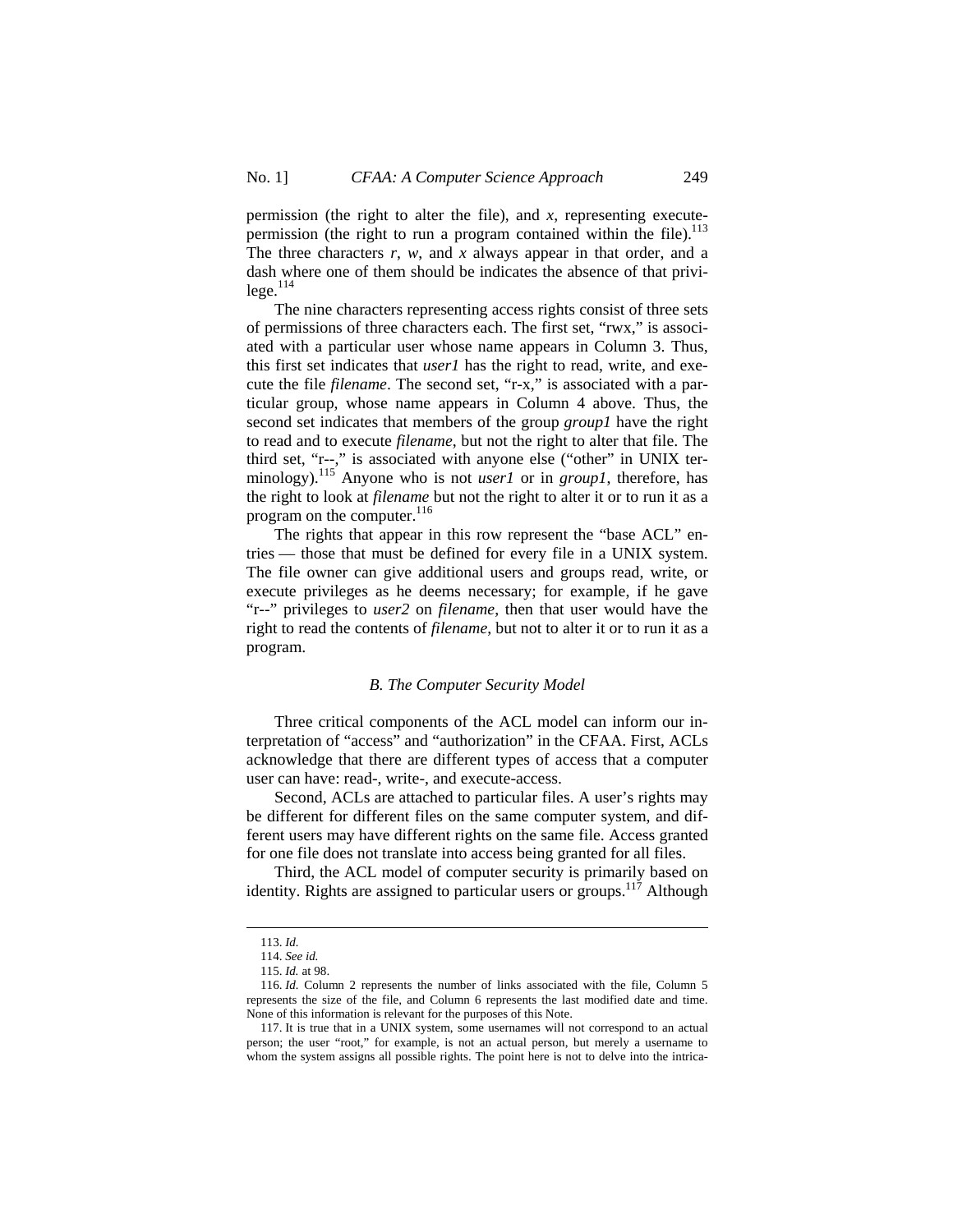permission (the right to alter the file), and *x*, representing execute-permission (the right to run a program contained within the file).[113] The three characters *r*, *w*, and *x* always appear in that order, and a dash where one of them should be indicates the absence of that privilege.[114]

The nine characters representing access rights consist of three sets of permissions of three characters each. The first set, "rwx," is associated with a particular user whose name appears in Column 3. Thus, this first set indicates that *user1* has the right to read, write, and execute the file *filename*. The second set, "r-x," is associated with a particular group, whose name appears in Column 4 above. Thus, the second set indicates that members of the group *group1* have the right to read and to execute *filename*, but not the right to alter that file. The third set, "r--," is associated with anyone else ("other" in UNIX terminology).[115] Anyone who is not *user1* or in *group1*, therefore, has the right to look at *filename* but not the right to alter it or to run it as a program on the computer.[116]

The rights that appear in this row represent the "base ACL" entries — those that must be defined for every file in a UNIX system. The file owner can give additional users and groups read, write, or execute privileges as he deems necessary; for example, if he gave "r--" privileges to *user2* on *filename*, then that user would have the right to read the contents of *filename*, but not to alter it or to run it as a program.

### *B. The Computer Security Model*

Three critical components of the ACL model can inform our interpretation of "access" and "authorization" in the CFAA. First, ACLs acknowledge that there are different types of access that a computer user can have: read-, write-, and execute-access.

Second, ACLs are attached to particular files. A user's rights may be different for different files on the same computer system, and different users may have different rights on the same file. Access granted for one file does not translate into access being granted for all files.

Third, the ACL model of computer security is primarily based on identity. Rights are assigned to particular users or groups.[117] Although

---

113. *Id.*

114. *See id.*

115. *Id.* at 98.

116. *Id.* Column 2 represents the number of links associated with the file, Column 5 represents the size of the file, and Column 6 represents the last modified date and time. None of this information is relevant for the purposes of this Note.

117. It is true that in a UNIX system, some usernames will not correspond to an actual person; the user "root," for example, is not an actual person, but merely a username to whom the system assigns all possible rights. The point here is not to delve into the intrica-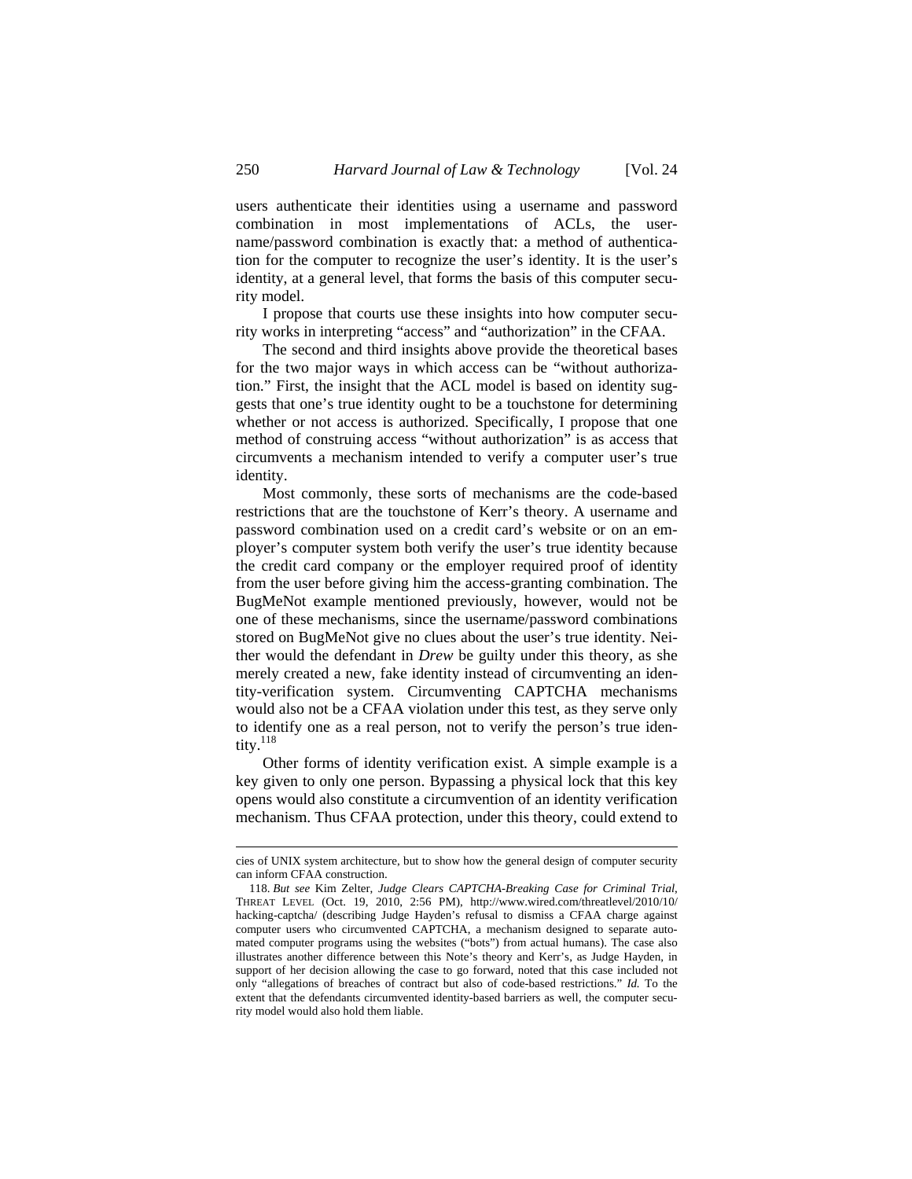users authenticate their identities using a username and password combination in most implementations of ACLs, the username/password combination is exactly that: a method of authentication for the computer to recognize the user's identity. It is the user's identity, at a general level, that forms the basis of this computer security model.

I propose that courts use these insights into how computer security works in interpreting "access" and "authorization" in the CFAA.

The second and third insights above provide the theoretical bases for the two major ways in which access can be "without authorization." First, the insight that the ACL model is based on identity suggests that one's true identity ought to be a touchstone for determining whether or not access is authorized. Specifically, I propose that one method of construing access "without authorization" is as access that circumvents a mechanism intended to verify a computer user's true identity.

Most commonly, these sorts of mechanisms are the code-based restrictions that are the touchstone of Kerr's theory. A username and password combination used on a credit card's website or on an employer's computer system both verify the user's true identity because the credit card company or the employer required proof of identity from the user before giving him the access-granting combination. The BugMeNot example mentioned previously, however, would not be one of these mechanisms, since the username/password combinations stored on BugMeNot give no clues about the user's true identity. Neither would the defendant in *Drew* be guilty under this theory, as she merely created a new, fake identity instead of circumventing an identity-verification system. Circumventing CAPTCHA mechanisms would also not be a CFAA violation under this test, as they serve only to identify one as a real person, not to verify the person's true identity.[118]

Other forms of identity verification exist. A simple example is a key given to only one person. Bypassing a physical lock that this key opens would also constitute a circumvention of an identity verification mechanism. Thus CFAA protection, under this theory, could extend to

---

cies of UNIX system architecture, but to show how the general design of computer security can inform CFAA construction.

118. *But see* Kim Zelter, *Judge Clears CAPTCHA-Breaking Case for Criminal Trial*, THREAT LEVEL (Oct. 19, 2010, 2:56 PM), http://www.wired.com/threatlevel/2010/10/hacking-captcha/ (describing Judge Hayden's refusal to dismiss a CFAA charge against computer users who circumvented CAPTCHA, a mechanism designed to separate automated computer programs using the websites ("bots") from actual humans). The case also illustrates another difference between this Note's theory and Kerr's, as Judge Hayden, in support of her decision allowing the case to go forward, noted that this case included not only "allegations of breaches of contract but also of code-based restrictions." *Id.* To the extent that the defendants circumvented identity-based barriers as well, the computer security model would also hold them liable.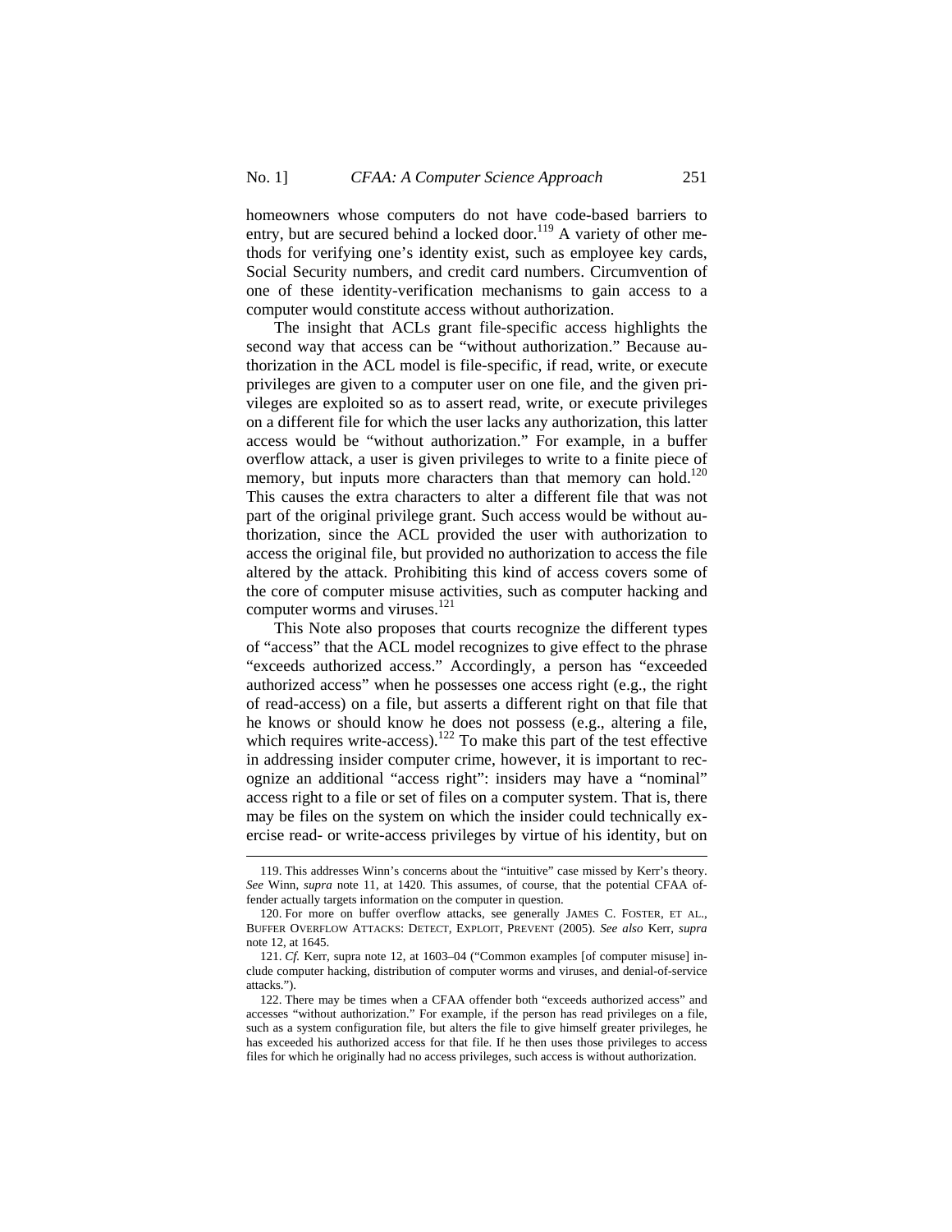homeowners whose computers do not have code-based barriers to entry, but are secured behind a locked door.[119] A variety of other methods for verifying one's identity exist, such as employee key cards, Social Security numbers, and credit card numbers. Circumvention of one of these identity-verification mechanisms to gain access to a computer would constitute access without authorization.

The insight that ACLs grant file-specific access highlights the second way that access can be "without authorization." Because authorization in the ACL model is file-specific, if read, write, or execute privileges are given to a computer user on one file, and the given privileges are exploited so as to assert read, write, or execute privileges on a different file for which the user lacks any authorization, this latter access would be "without authorization." For example, in a buffer overflow attack, a user is given privileges to write to a finite piece of memory, but inputs more characters than that memory can hold.[120] This causes the extra characters to alter a different file that was not part of the original privilege grant. Such access would be without authorization, since the ACL provided the user with authorization to access the original file, but provided no authorization to access the file altered by the attack. Prohibiting this kind of access covers some of the core of computer misuse activities, such as computer hacking and computer worms and viruses.[121]

This Note also proposes that courts recognize the different types of "access" that the ACL model recognizes to give effect to the phrase "exceeds authorized access." Accordingly, a person has "exceeded authorized access" when he possesses one access right (e.g., the right of read-access) on a file, but asserts a different right on that file that he knows or should know he does not possess (e.g., altering a file, which requires write-access).[122] To make this part of the test effective in addressing insider computer crime, however, it is important to recognize an additional "access right": insiders may have a "nominal" access right to a file or set of files on a computer system. That is, there may be files on the system on which the insider could technically exercise read- or write-access privileges by virtue of his identity, but on

---

119. This addresses Winn's concerns about the "intuitive" case missed by Kerr's theory. *See* Winn, *supra* note 11, at 1420. This assumes, of course, that the potential CFAA offender actually targets information on the computer in question.

120. For more on buffer overflow attacks, see generally JAMES C. FOSTER, ET AL., BUFFER OVERFLOW ATTACKS: DETECT, EXPLOIT, PREVENT (2005). *See also* Kerr, *supra* note 12, at 1645.

121. *Cf.* Kerr, supra note 12, at 1603–04 ("Common examples [of computer misuse] include computer hacking, distribution of computer worms and viruses, and denial-of-service attacks.").

122. There may be times when a CFAA offender both "exceeds authorized access" and accesses "without authorization." For example, if the person has read privileges on a file, such as a system configuration file, but alters the file to give himself greater privileges, he has exceeded his authorized access for that file. If he then uses those privileges to access files for which he originally had no access privileges, such access is without authorization.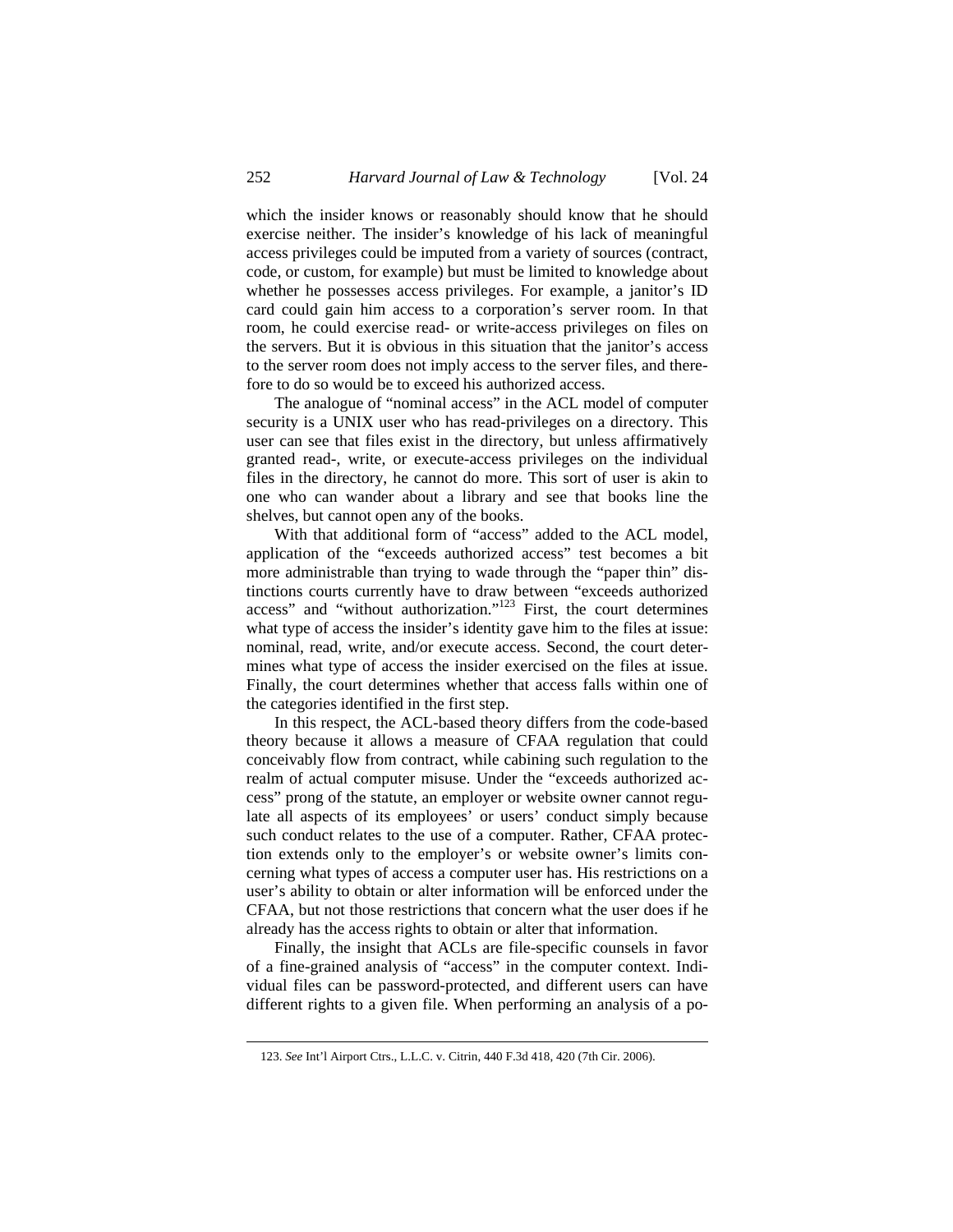which the insider knows or reasonably should know that he should exercise neither. The insider's knowledge of his lack of meaningful access privileges could be imputed from a variety of sources (contract, code, or custom, for example) but must be limited to knowledge about whether he possesses access privileges. For example, a janitor's ID card could gain him access to a corporation's server room. In that room, he could exercise read- or write-access privileges on files on the servers. But it is obvious in this situation that the janitor's access to the server room does not imply access to the server files, and therefore to do so would be to exceed his authorized access.

The analogue of "nominal access" in the ACL model of computer security is a UNIX user who has read-privileges on a directory. This user can see that files exist in the directory, but unless affirmatively granted read-, write, or execute-access privileges on the individual files in the directory, he cannot do more. This sort of user is akin to one who can wander about a library and see that books line the shelves, but cannot open any of the books.

With that additional form of "access" added to the ACL model, application of the "exceeds authorized access" test becomes a bit more administrable than trying to wade through the "paper thin" distinctions courts currently have to draw between "exceeds authorized access" and "without authorization."[123] First, the court determines what type of access the insider's identity gave him to the files at issue: nominal, read, write, and/or execute access. Second, the court determines what type of access the insider exercised on the files at issue. Finally, the court determines whether that access falls within one of the categories identified in the first step.

In this respect, the ACL-based theory differs from the code-based theory because it allows a measure of CFAA regulation that could conceivably flow from contract, while cabining such regulation to the realm of actual computer misuse. Under the "exceeds authorized access" prong of the statute, an employer or website owner cannot regulate all aspects of its employees' or users' conduct simply because such conduct relates to the use of a computer. Rather, CFAA protection extends only to the employer's or website owner's limits concerning what types of access a computer user has. His restrictions on a user's ability to obtain or alter information will be enforced under the CFAA, but not those restrictions that concern what the user does if he already has the access rights to obtain or alter that information.

Finally, the insight that ACLs are file-specific counsels in favor of a fine-grained analysis of "access" in the computer context. Individual files can be password-protected, and different users can have different rights to a given file. When performing an analysis of a po-

123. *See* Int'l Airport Ctrs., L.L.C. v. Citrin, 440 F.3d 418, 420 (7th Cir. 2006).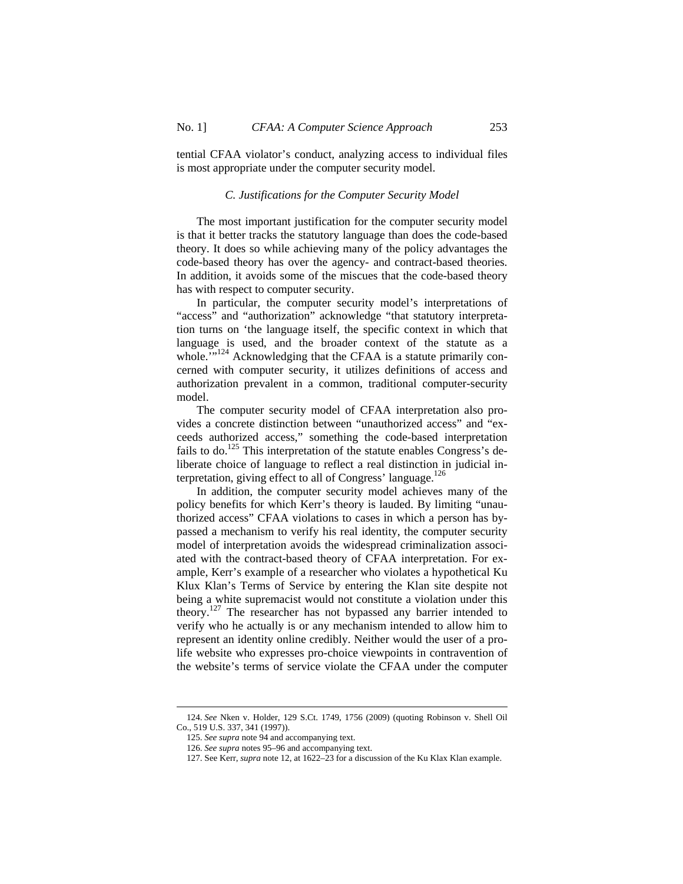tential CFAA violator's conduct, analyzing access to individual files is most appropriate under the computer security model.

### *C. Justifications for the Computer Security Model*

The most important justification for the computer security model is that it better tracks the statutory language than does the code-based theory. It does so while achieving many of the policy advantages the code-based theory has over the agency- and contract-based theories. In addition, it avoids some of the miscues that the code-based theory has with respect to computer security.

In particular, the computer security model's interpretations of "access" and "authorization" acknowledge "that statutory interpretation turns on 'the language itself, the specific context in which that language is used, and the broader context of the statute as a whole.'"[124] Acknowledging that the CFAA is a statute primarily concerned with computer security, it utilizes definitions of access and authorization prevalent in a common, traditional computer-security model.

The computer security model of CFAA interpretation also provides a concrete distinction between "unauthorized access" and "exceeds authorized access," something the code-based interpretation fails to do.[125] This interpretation of the statute enables Congress's deliberate choice of language to reflect a real distinction in judicial interpretation, giving effect to all of Congress' language.[126]

In addition, the computer security model achieves many of the policy benefits for which Kerr's theory is lauded. By limiting "unauthorized access" CFAA violations to cases in which a person has bypassed a mechanism to verify his real identity, the computer security model of interpretation avoids the widespread criminalization associated with the contract-based theory of CFAA interpretation. For example, Kerr's example of a researcher who violates a hypothetical Ku Klux Klan's Terms of Service by entering the Klan site despite not being a white supremacist would not constitute a violation under this theory.[127] The researcher has not bypassed any barrier intended to verify who he actually is or any mechanism intended to allow him to represent an identity online credibly. Neither would the user of a pro-life website who expresses pro-choice viewpoints in contravention of the website's terms of service violate the CFAA under the computer

---

124. *See* Nken v. Holder, 129 S.Ct. 1749, 1756 (2009) (quoting Robinson v. Shell Oil Co., 519 U.S. 337, 341 (1997)).

125. *See supra* note 94 and accompanying text.

126. *See supra* notes 95–96 and accompanying text.

127. See Kerr, *supra* note 12, at 1622–23 for a discussion of the Ku Klax Klan example.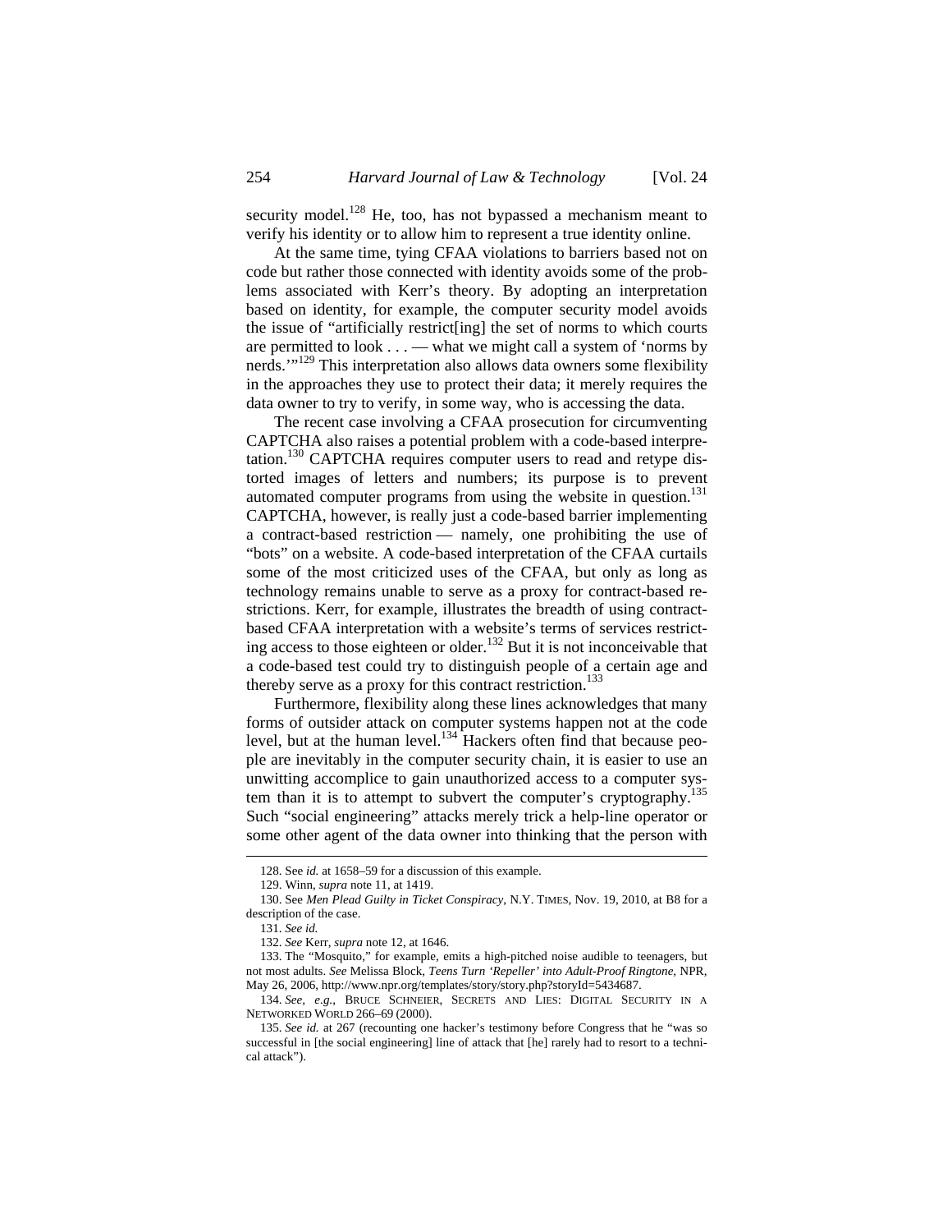security model.[128] He, too, has not bypassed a mechanism meant to verify his identity or to allow him to represent a true identity online.

At the same time, tying CFAA violations to barriers based not on code but rather those connected with identity avoids some of the problems associated with Kerr's theory. By adopting an interpretation based on identity, for example, the computer security model avoids the issue of "artificially restrict[ing] the set of norms to which courts are permitted to look . . . — what we might call a system of 'norms by nerds.'"[129] This interpretation also allows data owners some flexibility in the approaches they use to protect their data; it merely requires the data owner to try to verify, in some way, who is accessing the data.

The recent case involving a CFAA prosecution for circumventing CAPTCHA also raises a potential problem with a code-based interpretation.[130] CAPTCHA requires computer users to read and retype distorted images of letters and numbers; its purpose is to prevent automated computer programs from using the website in question.[131] CAPTCHA, however, is really just a code-based barrier implementing a contract-based restriction — namely, one prohibiting the use of "bots" on a website. A code-based interpretation of the CFAA curtails some of the most criticized uses of the CFAA, but only as long as technology remains unable to serve as a proxy for contract-based restrictions. Kerr, for example, illustrates the breadth of using contract-based CFAA interpretation with a website's terms of services restricting access to those eighteen or older.[132] But it is not inconceivable that a code-based test could try to distinguish people of a certain age and thereby serve as a proxy for this contract restriction.[133]

Furthermore, flexibility along these lines acknowledges that many forms of outsider attack on computer systems happen not at the code level, but at the human level.[134] Hackers often find that because people are inevitably in the computer security chain, it is easier to use an unwitting accomplice to gain unauthorized access to a computer system than it is to attempt to subvert the computer's cryptography.[135] Such "social engineering" attacks merely trick a help-line operator or some other agent of the data owner into thinking that the person with

---

128. See *id.* at 1658–59 for a discussion of this example.

129. Winn, *supra* note 11, at 1419.

130. See *Men Plead Guilty in Ticket Conspiracy*, N.Y. TIMES, Nov. 19, 2010, at B8 for a description of the case.

131. *See id.*

132. *See* Kerr, *supra* note 12, at 1646.

133. The "Mosquito," for example, emits a high-pitched noise audible to teenagers, but not most adults. *See* Melissa Block, *Teens Turn 'Repeller' into Adult-Proof Ringtone*, NPR, May 26, 2006, http://www.npr.org/templates/story/story.php?storyId=5434687.

134. *See, e.g.*, BRUCE SCHNEIER, SECRETS AND LIES: DIGITAL SECURITY IN A NETWORKED WORLD 266–69 (2000).

135. *See id.* at 267 (recounting one hacker's testimony before Congress that he "was so successful in [the social engineering] line of attack that [he] rarely had to resort to a technical attack").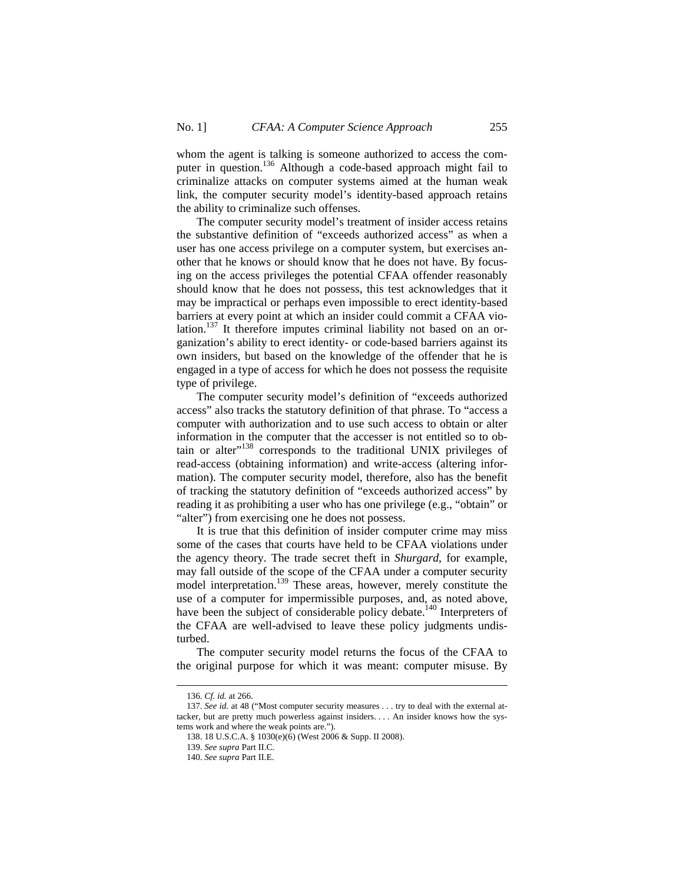whom the agent is talking is someone authorized to access the computer in question.[136] Although a code-based approach might fail to criminalize attacks on computer systems aimed at the human weak link, the computer security model's identity-based approach retains the ability to criminalize such offenses.

The computer security model's treatment of insider access retains the substantive definition of "exceeds authorized access" as when a user has one access privilege on a computer system, but exercises another that he knows or should know that he does not have. By focusing on the access privileges the potential CFAA offender reasonably should know that he does not possess, this test acknowledges that it may be impractical or perhaps even impossible to erect identity-based barriers at every point at which an insider could commit a CFAA violation.[137] It therefore imputes criminal liability not based on an organization's ability to erect identity- or code-based barriers against its own insiders, but based on the knowledge of the offender that he is engaged in a type of access for which he does not possess the requisite type of privilege.

The computer security model's definition of "exceeds authorized access" also tracks the statutory definition of that phrase. To "access a computer with authorization and to use such access to obtain or alter information in the computer that the accesser is not entitled so to obtain or alter"[138] corresponds to the traditional UNIX privileges of read-access (obtaining information) and write-access (altering information). The computer security model, therefore, also has the benefit of tracking the statutory definition of "exceeds authorized access" by reading it as prohibiting a user who has one privilege (e.g., "obtain" or "alter") from exercising one he does not possess.

It is true that this definition of insider computer crime may miss some of the cases that courts have held to be CFAA violations under the agency theory. The trade secret theft in *Shurgard*, for example, may fall outside of the scope of the CFAA under a computer security model interpretation.[139] These areas, however, merely constitute the use of a computer for impermissible purposes, and, as noted above, have been the subject of considerable policy debate.[140] Interpreters of the CFAA are well-advised to leave these policy judgments undisturbed.

The computer security model returns the focus of the CFAA to the original purpose for which it was meant: computer misuse. By

---

136. *Cf. id.* at 266.

137. *See id.* at 48 ("Most computer security measures . . . try to deal with the external attacker, but are pretty much powerless against insiders. . . . An insider knows how the systems work and where the weak points are.").

138. 18 U.S.C.A. § 1030(e)(6) (West 2006 & Supp. II 2008).

139. *See supra* Part II.C.

140. *See supra* Part II.E.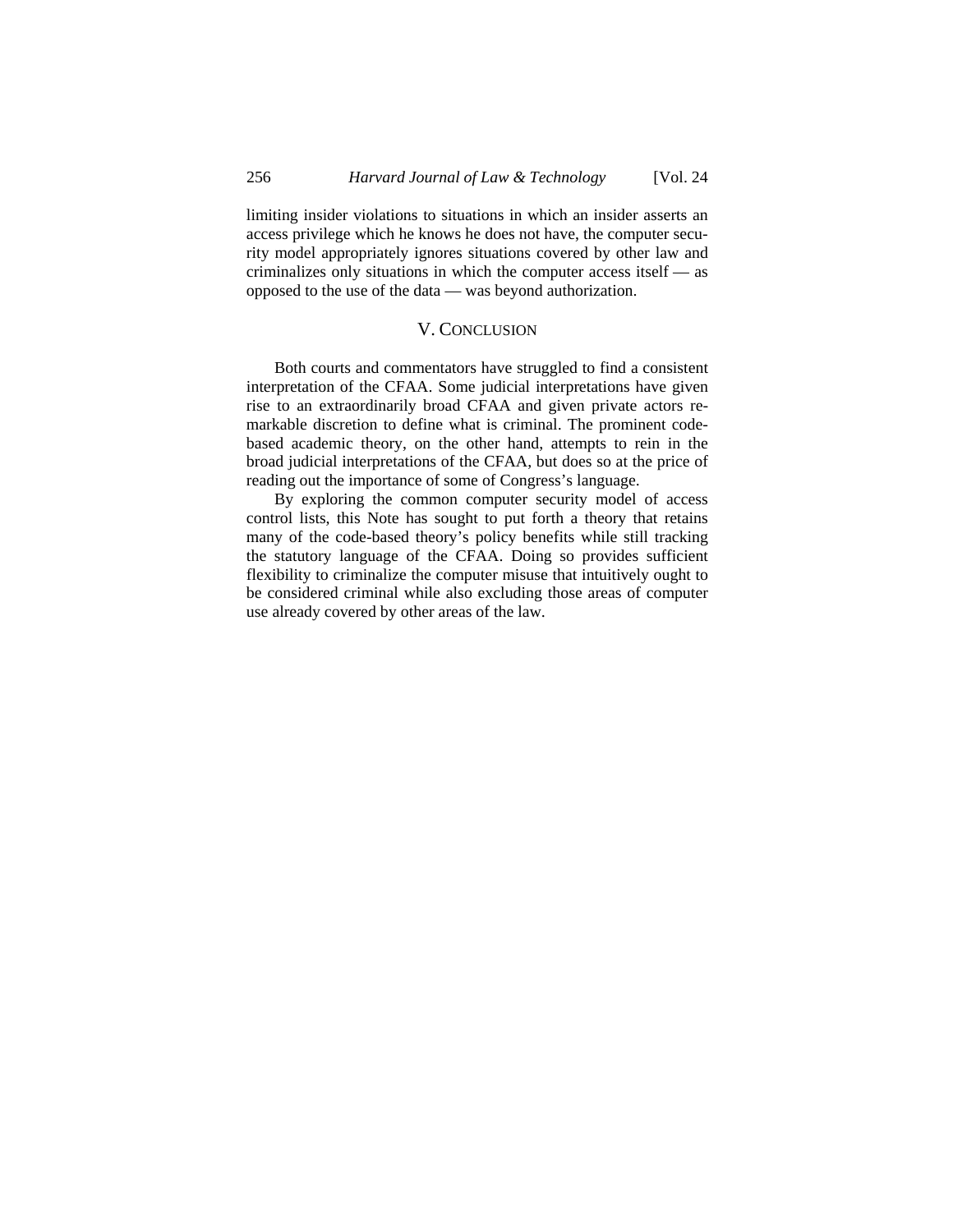limiting insider violations to situations in which an insider asserts an access privilege which he knows he does not have, the computer security model appropriately ignores situations covered by other law and criminalizes only situations in which the computer access itself — as opposed to the use of the data — was beyond authorization.

## V. Conclusion

Both courts and commentators have struggled to find a consistent interpretation of the CFAA. Some judicial interpretations have given rise to an extraordinarily broad CFAA and given private actors remarkable discretion to define what is criminal. The prominent code-based academic theory, on the other hand, attempts to rein in the broad judicial interpretations of the CFAA, but does so at the price of reading out the importance of some of Congress's language.

By exploring the common computer security model of access control lists, this Note has sought to put forth a theory that retains many of the code-based theory's policy benefits while still tracking the statutory language of the CFAA. Doing so provides sufficient flexibility to criminalize the computer misuse that intuitively ought to be considered criminal while also excluding those areas of computer use already covered by other areas of the law.